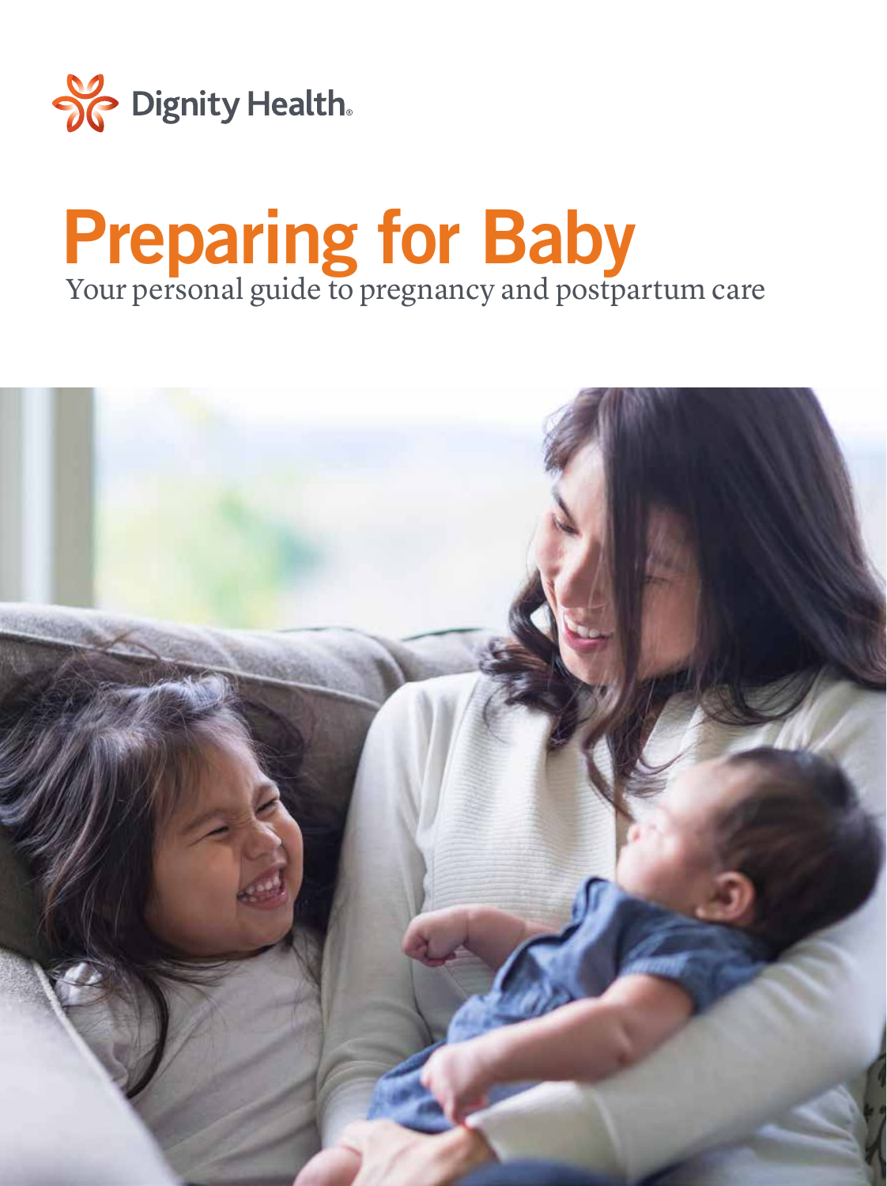Dignity Health.

# Preparing for Baby

Your personal guide to pregnancy and postpartum care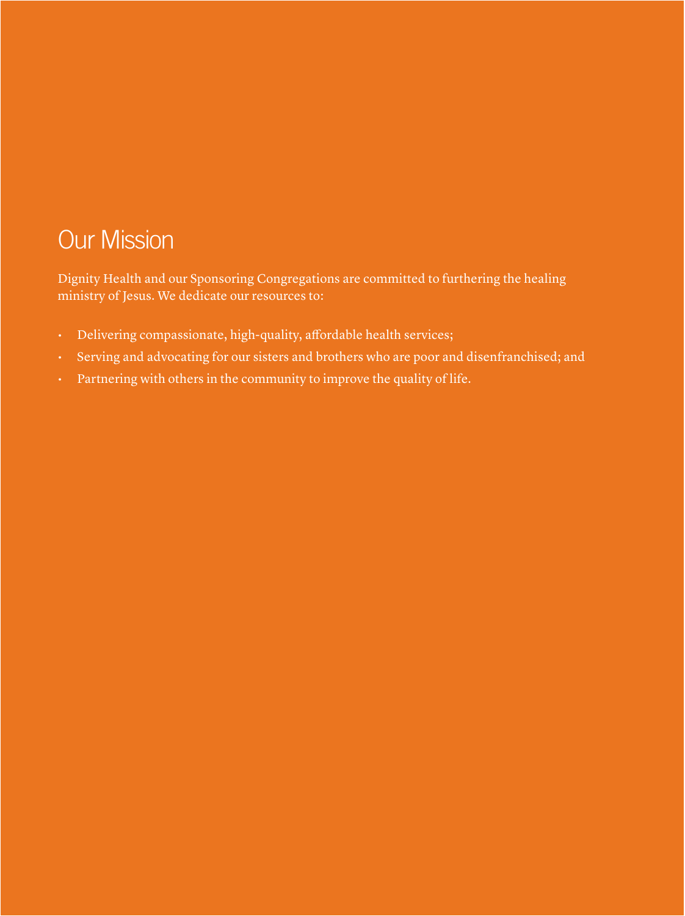# Our Mission

Dignity Health and our Sponsoring Congregations are committed to furthering the healing ministry of Jesus. We dedicate our resources to:

- Delivering compassionate, high-quality, affordable health services;
- Serving and advocating for our sisters and brothers who are poor and disenfranchised; and
- Partnering with others in the community to improve the quality of life.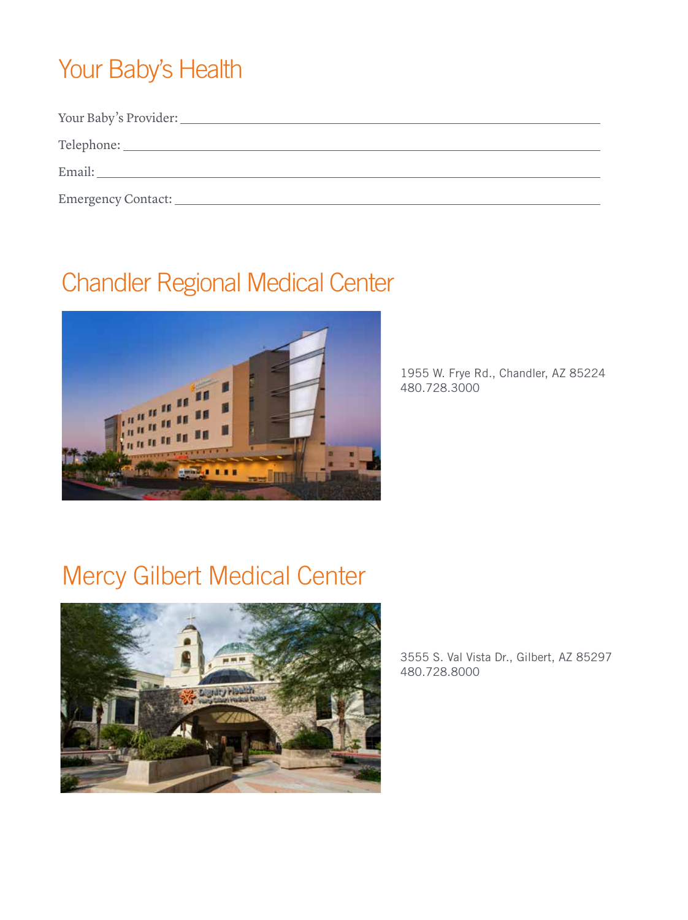# Your Baby's Health

Your Baby's Provider: ___________________________________________

Telephone: ___________________________________________

Email: ___________________________________________

Emergency Contact: ___________________________________________

## Chandler Regional Medical Center

1955 W. Frye Rd., Chandler, AZ 85224
480.728.3000

## Mercy Gilbert Medical Center

3555 S. Val Vista Dr., Gilbert, AZ 85297
480.728.8000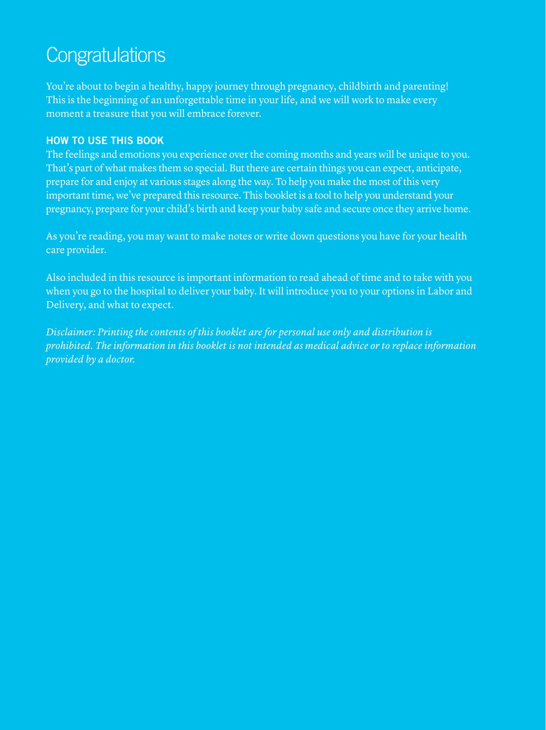# Congratulations

You're about to begin a healthy, happy journey through pregnancy, childbirth and parenting! This is the beginning of an unforgettable time in your life, and we will work to make every moment a treasure that you will embrace forever.

## HOW TO USE THIS BOOK

The feelings and emotions you experience over the coming months and years will be unique to you. That's part of what makes them so special. But there are certain things you can expect, anticipate, prepare for and enjoy at various stages along the way. To help you make the most of this very important time, we've prepared this resource. This booklet is a tool to help you understand your pregnancy, prepare for your child's birth and keep your baby safe and secure once they arrive home.

As you're reading, you may want to make notes or write down questions you have for your health care provider.

Also included in this resource is important information to read ahead of time and to take with you when you go to the hospital to deliver your baby. It will introduce you to your options in Labor and Delivery, and what to expect.

*Disclaimer: Printing the contents of this booklet are for personal use only and distribution is prohibited. The information in this booklet is not intended as medical advice or to replace information provided by a doctor.*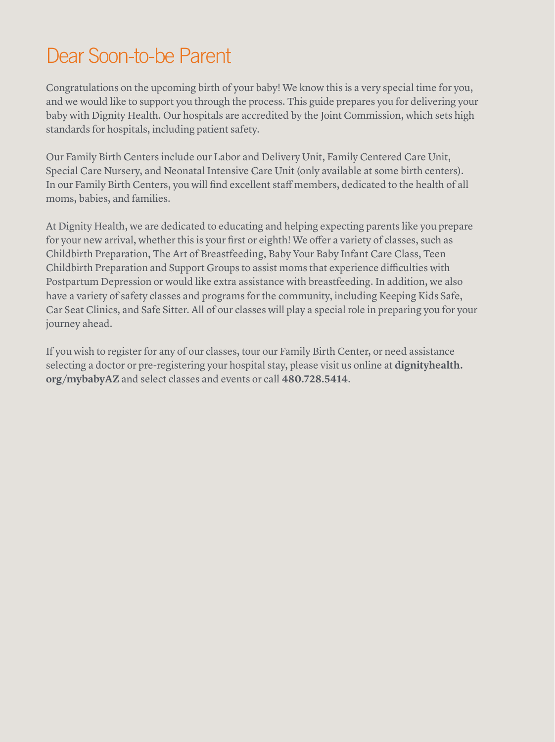# Dear Soon-to-be Parent

Congratulations on the upcoming birth of your baby! We know this is a very special time for you, and we would like to support you through the process. This guide prepares you for delivering your baby with Dignity Health. Our hospitals are accredited by the Joint Commission, which sets high standards for hospitals, including patient safety.

Our Family Birth Centers include our Labor and Delivery Unit, Family Centered Care Unit, Special Care Nursery, and Neonatal Intensive Care Unit (only available at some birth centers). In our Family Birth Centers, you will find excellent staff members, dedicated to the health of all moms, babies, and families.

At Dignity Health, we are dedicated to educating and helping expecting parents like you prepare for your new arrival, whether this is your first or eighth! We offer a variety of classes, such as Childbirth Preparation, The Art of Breastfeeding, Baby Your Baby Infant Care Class, Teen Childbirth Preparation and Support Groups to assist moms that experience difficulties with Postpartum Depression or would like extra assistance with breastfeeding. In addition, we also have a variety of safety classes and programs for the community, including Keeping Kids Safe, Car Seat Clinics, and Safe Sitter. All of our classes will play a special role in preparing you for your journey ahead.

If you wish to register for any of our classes, tour our Family Birth Center, or need assistance selecting a doctor or pre-registering your hospital stay, please visit us online at **dignityhealth.org/mybabyAZ** and select classes and events or call **480.728.5414**.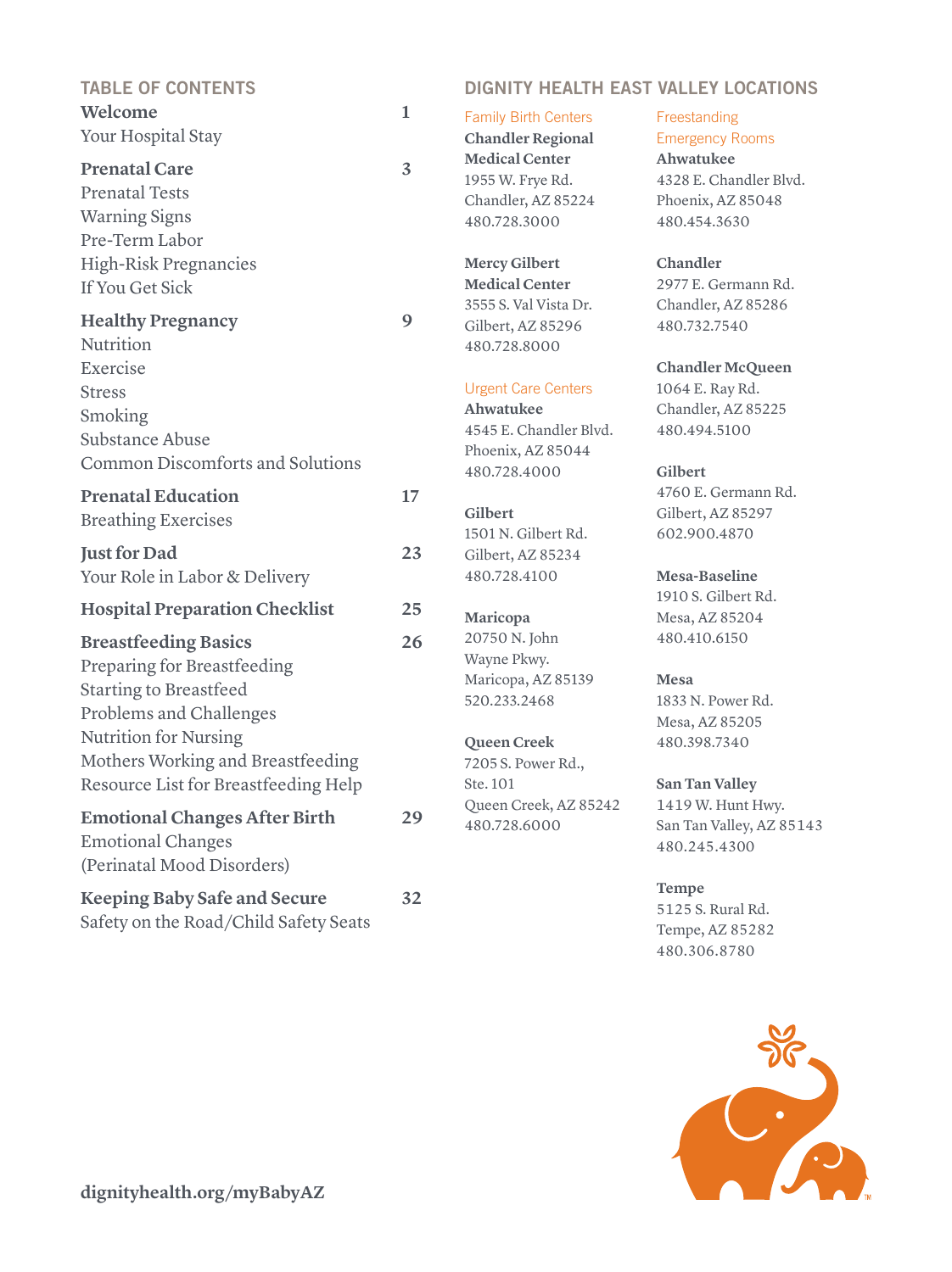## TABLE OF CONTENTS

| | |
|---|---|
| **Welcome** | 1 |
| Your Hospital Stay | |
| **Prenatal Care** | 3 |
| Prenatal Tests | |
| Warning Signs | |
| Pre-Term Labor | |
| High-Risk Pregnancies | |
| If You Get Sick | |
| **Healthy Pregnancy** | 9 |
| Nutrition | |
| Exercise | |
| Stress | |
| Smoking | |
| Substance Abuse | |
| Common Discomforts and Solutions | |
| **Prenatal Education** | 17 |
| Breathing Exercises | |
| **Just for Dad** | 23 |
| Your Role in Labor & Delivery | |
| **Hospital Preparation Checklist** | 25 |
| **Breastfeeding Basics** | 26 |
| Preparing for Breastfeeding | |
| Starting to Breastfeed | |
| Problems and Challenges | |
| Nutrition for Nursing | |
| Mothers Working and Breastfeeding | |
| Resource List for Breastfeeding Help | |
| **Emotional Changes After Birth** | 29 |
| Emotional Changes (Perinatal Mood Disorders) | |
| **Keeping Baby Safe and Secure** | 32 |
| Safety on the Road/Child Safety Seats | |

**dignityhealth.org/myBabyAZ**

## DIGNITY HEALTH EAST VALLEY LOCATIONS

### Family Birth Centers

**Chandler Regional Medical Center**
1955 W. Frye Rd.
Chandler, AZ 85224
480.728.3000

**Mercy Gilbert Medical Center**
3555 S. Val Vista Dr.
Gilbert, AZ 85296
480.728.8000

### Urgent Care Centers

**Ahwatukee**
4545 E. Chandler Blvd.
Phoenix, AZ 85044
480.728.4000

**Gilbert**
1501 N. Gilbert Rd.
Gilbert, AZ 85234
480.728.4100

**Maricopa**
20750 N. John Wayne Pkwy.
Maricopa, AZ 85139
520.233.2468

**Queen Creek**
7205 S. Power Rd., Ste. 101
Queen Creek, AZ 85242
480.728.6000

### Freestanding Emergency Rooms

**Ahwatukee**
4328 E. Chandler Blvd.
Phoenix, AZ 85048
480.454.3630

**Chandler**
2977 E. Germann Rd.
Chandler, AZ 85286
480.732.7540

**Chandler McQueen**
1064 E. Ray Rd.
Chandler, AZ 85225
480.494.5100

**Gilbert**
4760 E. Germann Rd.
Gilbert, AZ 85297
602.900.4870

**Mesa-Baseline**
1910 S. Gilbert Rd.
Mesa, AZ 85204
480.410.6150

**Mesa**
1833 N. Power Rd.
Mesa, AZ 85205
480.398.7340

**San Tan Valley**
1419 W. Hunt Hwy.
San Tan Valley, AZ 85143
480.245.4300

**Tempe**
5125 S. Rural Rd.
Tempe, AZ 85282
480.306.8780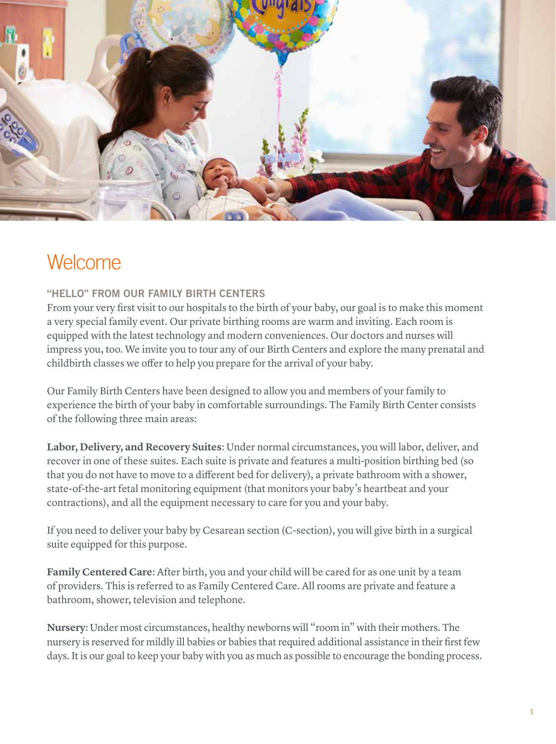# Welcome

### "HELLO" FROM OUR FAMILY BIRTH CENTERS

From your very first visit to our hospitals to the birth of your baby, our goal is to make this moment a very special family event. Our private birthing rooms are warm and inviting. Each room is equipped with the latest technology and modern conveniences. Our doctors and nurses will impress you, too. We invite you to tour any of our Birth Centers and explore the many prenatal and childbirth classes we offer to help you prepare for the arrival of your baby.

Our Family Birth Centers have been designed to allow you and members of your family to experience the birth of your baby in comfortable surroundings. The Family Birth Center consists of the following three main areas:

**Labor, Delivery, and Recovery Suites**: Under normal circumstances, you will labor, deliver, and recover in one of these suites. Each suite is private and features a multi-position birthing bed (so that you do not have to move to a different bed for delivery), a private bathroom with a shower, state-of-the-art fetal monitoring equipment (that monitors your baby's heartbeat and your contractions), and all the equipment necessary to care for you and your baby.

If you need to deliver your baby by Cesarean section (C-section), you will give birth in a surgical suite equipped for this purpose.

**Family Centered Care**: After birth, you and your child will be cared for as one unit by a team of providers. This is referred to as Family Centered Care. All rooms are private and feature a bathroom, shower, television and telephone.

**Nursery**: Under most circumstances, healthy newborns will "room in" with their mothers. The nursery is reserved for mildly ill babies or babies that required additional assistance in their first few days. It is our goal to keep your baby with you as much as possible to encourage the bonding process.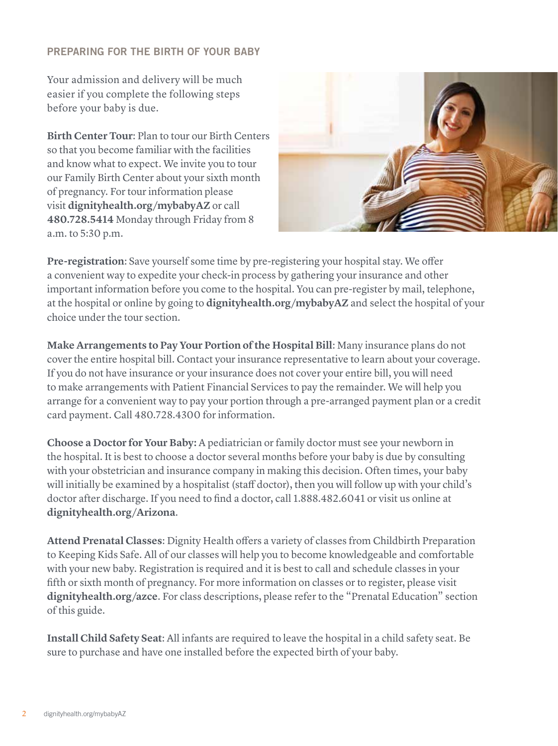## PREPARING FOR THE BIRTH OF YOUR BABY

Your admission and delivery will be much easier if you complete the following steps before your baby is due.

**Birth Center Tour**: Plan to tour our Birth Centers so that you become familiar with the facilities and know what to expect. We invite you to tour our Family Birth Center about your sixth month of pregnancy. For tour information please visit **dignityhealth.org/mybabyAZ** or call **480.728.5414** Monday through Friday from 8 a.m. to 5:30 p.m.

**Pre-registration**: Save yourself some time by pre-registering your hospital stay. We offer a convenient way to expedite your check-in process by gathering your insurance and other important information before you come to the hospital. You can pre-register by mail, telephone, at the hospital or online by going to **dignityhealth.org/mybabyAZ** and select the hospital of your choice under the tour section.

**Make Arrangements to Pay Your Portion of the Hospital Bill**: Many insurance plans do not cover the entire hospital bill. Contact your insurance representative to learn about your coverage. If you do not have insurance or your insurance does not cover your entire bill, you will need to make arrangements with Patient Financial Services to pay the remainder. We will help you arrange for a convenient way to pay your portion through a pre-arranged payment plan or a credit card payment. Call 480.728.4300 for information.

**Choose a Doctor for Your Baby:** A pediatrician or family doctor must see your newborn in the hospital. It is best to choose a doctor several months before your baby is due by consulting with your obstetrician and insurance company in making this decision. Often times, your baby will initially be examined by a hospitalist (staff doctor), then you will follow up with your child's doctor after discharge. If you need to find a doctor, call 1.888.482.6041 or visit us online at **dignityhealth.org/Arizona**.

**Attend Prenatal Classes**: Dignity Health offers a variety of classes from Childbirth Preparation to Keeping Kids Safe. All of our classes will help you to become knowledgeable and comfortable with your new baby. Registration is required and it is best to call and schedule classes in your fifth or sixth month of pregnancy. For more information on classes or to register, please visit **dignityhealth.org/azce**. For class descriptions, please refer to the "Prenatal Education" section of this guide.

**Install Child Safety Seat**: All infants are required to leave the hospital in a child safety seat. Be sure to purchase and have one installed before the expected birth of your baby.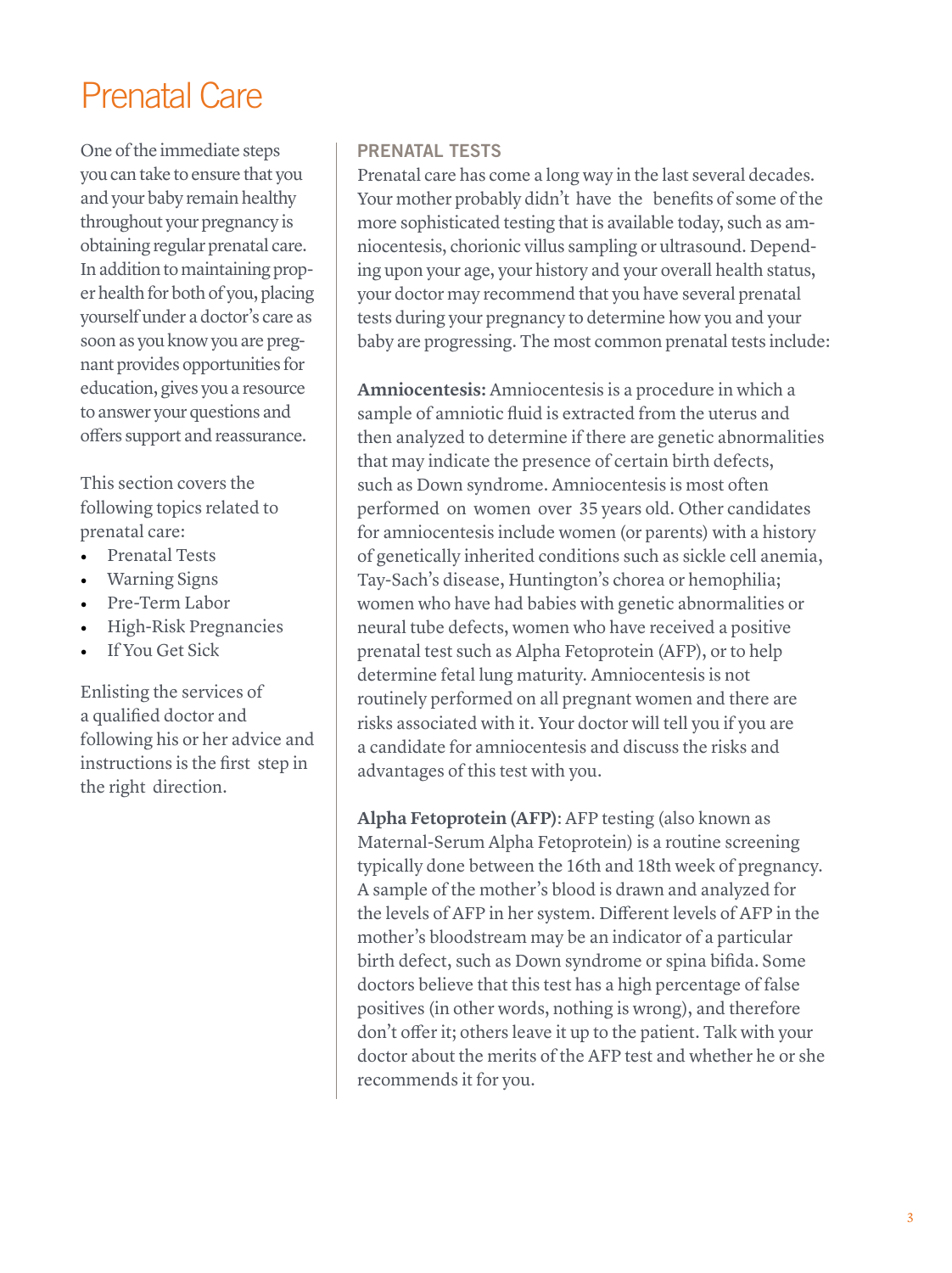# Prenatal Care

One of the immediate steps you can take to ensure that you and your baby remain healthy throughout your pregnancy is obtaining regular prenatal care. In addition to maintaining proper health for both of you, placing yourself under a doctor's care as soon as you know you are pregnant provides opportunities for education, gives you a resource to answer your questions and offers support and reassurance.

This section covers the following topics related to prenatal care:

- Prenatal Tests
- Warning Signs
- Pre-Term Labor
- High-Risk Pregnancies
- If You Get Sick

Enlisting the services of a qualified doctor and following his or her advice and instructions is the first step in the right direction.

## PRENATAL TESTS

Prenatal care has come a long way in the last several decades. Your mother probably didn't have the benefits of some of the more sophisticated testing that is available today, such as amniocentesis, chorionic villus sampling or ultrasound. Depending upon your age, your history and your overall health status, your doctor may recommend that you have several prenatal tests during your pregnancy to determine how you and your baby are progressing. The most common prenatal tests include:

**Amniocentesis:** Amniocentesis is a procedure in which a sample of amniotic fluid is extracted from the uterus and then analyzed to determine if there are genetic abnormalities that may indicate the presence of certain birth defects, such as Down syndrome. Amniocentesis is most often performed on women over 35 years old. Other candidates for amniocentesis include women (or parents) with a history of genetically inherited conditions such as sickle cell anemia, Tay-Sach's disease, Huntington's chorea or hemophilia; women who have had babies with genetic abnormalities or neural tube defects, women who have received a positive prenatal test such as Alpha Fetoprotein (AFP), or to help determine fetal lung maturity. Amniocentesis is not routinely performed on all pregnant women and there are risks associated with it. Your doctor will tell you if you are a candidate for amniocentesis and discuss the risks and advantages of this test with you.

**Alpha Fetoprotein (AFP)**: AFP testing (also known as Maternal-Serum Alpha Fetoprotein) is a routine screening typically done between the 16th and 18th week of pregnancy. A sample of the mother's blood is drawn and analyzed for the levels of AFP in her system. Different levels of AFP in the mother's bloodstream may be an indicator of a particular birth defect, such as Down syndrome or spina bifida. Some doctors believe that this test has a high percentage of false positives (in other words, nothing is wrong), and therefore don't offer it; others leave it up to the patient. Talk with your doctor about the merits of the AFP test and whether he or she recommends it for you.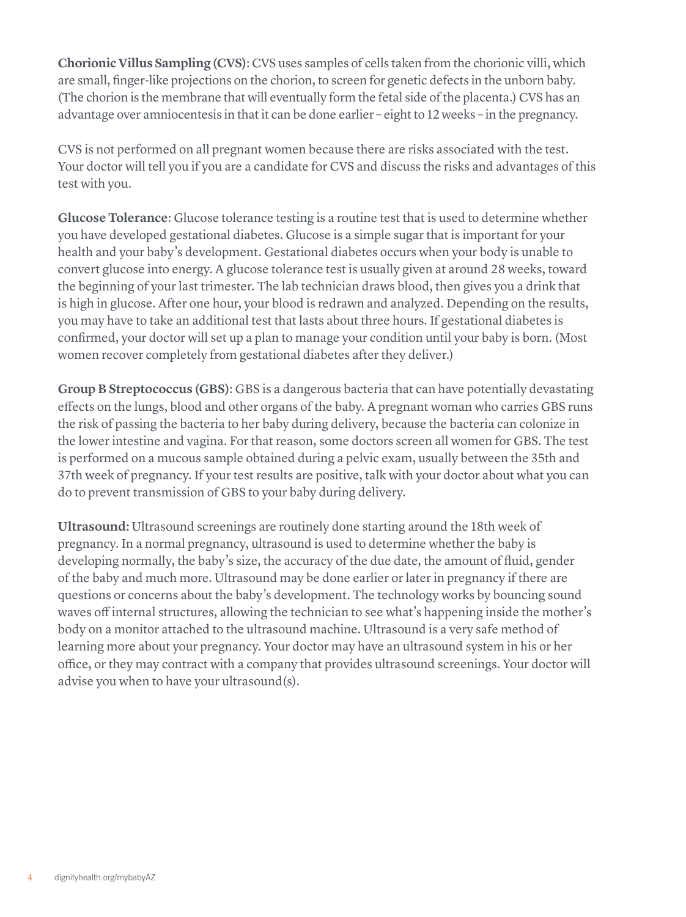**Chorionic Villus Sampling (CVS)**: CVS uses samples of cells taken from the chorionic villi, which are small, finger-like projections on the chorion, to screen for genetic defects in the unborn baby. (The chorion is the membrane that will eventually form the fetal side of the placenta.) CVS has an advantage over amniocentesis in that it can be done earlier – eight to 12 weeks – in the pregnancy.

CVS is not performed on all pregnant women because there are risks associated with the test. Your doctor will tell you if you are a candidate for CVS and discuss the risks and advantages of this test with you.

**Glucose Tolerance**: Glucose tolerance testing is a routine test that is used to determine whether you have developed gestational diabetes. Glucose is a simple sugar that is important for your health and your baby's development. Gestational diabetes occurs when your body is unable to convert glucose into energy. A glucose tolerance test is usually given at around 28 weeks, toward the beginning of your last trimester. The lab technician draws blood, then gives you a drink that is high in glucose. After one hour, your blood is redrawn and analyzed. Depending on the results, you may have to take an additional test that lasts about three hours. If gestational diabetes is confirmed, your doctor will set up a plan to manage your condition until your baby is born. (Most women recover completely from gestational diabetes after they deliver.)

**Group B Streptococcus (GBS)**: GBS is a dangerous bacteria that can have potentially devastating effects on the lungs, blood and other organs of the baby. A pregnant woman who carries GBS runs the risk of passing the bacteria to her baby during delivery, because the bacteria can colonize in the lower intestine and vagina. For that reason, some doctors screen all women for GBS. The test is performed on a mucous sample obtained during a pelvic exam, usually between the 35th and 37th week of pregnancy. If your test results are positive, talk with your doctor about what you can do to prevent transmission of GBS to your baby during delivery.

**Ultrasound:** Ultrasound screenings are routinely done starting around the 18th week of pregnancy. In a normal pregnancy, ultrasound is used to determine whether the baby is developing normally, the baby's size, the accuracy of the due date, the amount of fluid, gender of the baby and much more. Ultrasound may be done earlier or later in pregnancy if there are questions or concerns about the baby's development. The technology works by bouncing sound waves off internal structures, allowing the technician to see what's happening inside the mother's body on a monitor attached to the ultrasound machine. Ultrasound is a very safe method of learning more about your pregnancy. Your doctor may have an ultrasound system in his or her office, or they may contract with a company that provides ultrasound screenings. Your doctor will advise you when to have your ultrasound(s).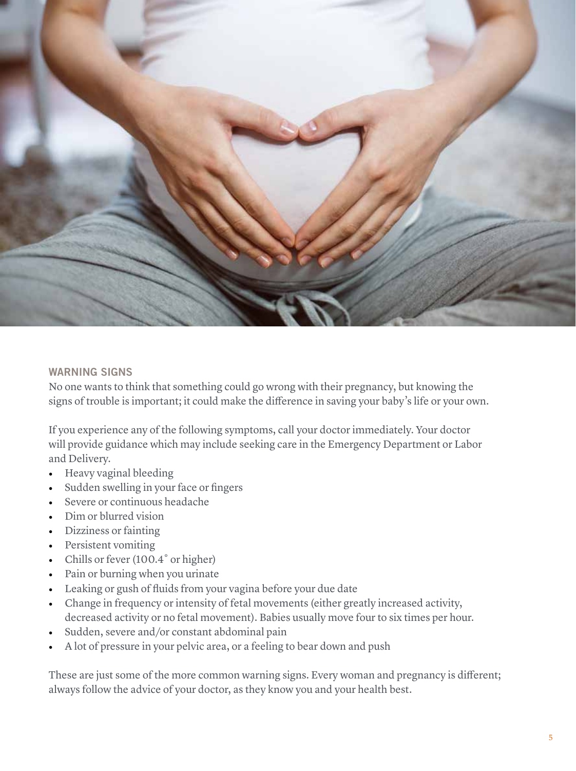## WARNING SIGNS

No one wants to think that something could go wrong with their pregnancy, but knowing the signs of trouble is important; it could make the difference in saving your baby's life or your own.

If you experience any of the following symptoms, call your doctor immediately. Your doctor will provide guidance which may include seeking care in the Emergency Department or Labor and Delivery.

- Heavy vaginal bleeding
- Sudden swelling in your face or fingers
- Severe or continuous headache
- Dim or blurred vision
- Dizziness or fainting
- Persistent vomiting
- Chills or fever (100.4˚ or higher)
- Pain or burning when you urinate
- Leaking or gush of fluids from your vagina before your due date
- Change in frequency or intensity of fetal movements (either greatly increased activity, decreased activity or no fetal movement). Babies usually move four to six times per hour.
- Sudden, severe and/or constant abdominal pain
- A lot of pressure in your pelvic area, or a feeling to bear down and push

These are just some of the more common warning signs. Every woman and pregnancy is different; always follow the advice of your doctor, as they know you and your health best.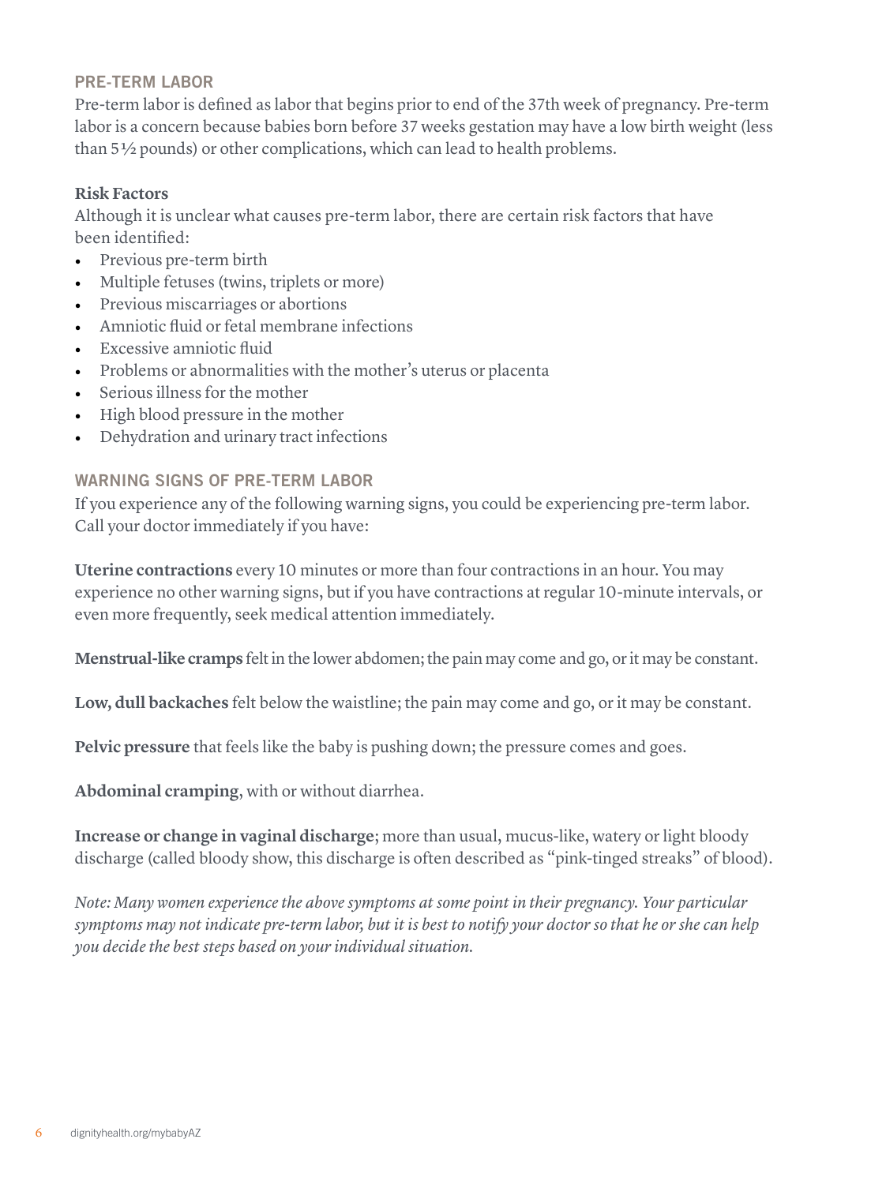## PRE-TERM LABOR

Pre-term labor is defined as labor that begins prior to end of the 37th week of pregnancy. Pre-term labor is a concern because babies born before 37 weeks gestation may have a low birth weight (less than 5½ pounds) or other complications, which can lead to health problems.

**Risk Factors**

Although it is unclear what causes pre-term labor, there are certain risk factors that have been identified:

- Previous pre-term birth
- Multiple fetuses (twins, triplets or more)
- Previous miscarriages or abortions
- Amniotic fluid or fetal membrane infections
- Excessive amniotic fluid
- Problems or abnormalities with the mother's uterus or placenta
- Serious illness for the mother
- High blood pressure in the mother
- Dehydration and urinary tract infections

## WARNING SIGNS OF PRE-TERM LABOR

If you experience any of the following warning signs, you could be experiencing pre-term labor. Call your doctor immediately if you have:

**Uterine contractions** every 10 minutes or more than four contractions in an hour. You may experience no other warning signs, but if you have contractions at regular 10-minute intervals, or even more frequently, seek medical attention immediately.

**Menstrual-like cramps** felt in the lower abdomen; the pain may come and go, or it may be constant.

**Low, dull backaches** felt below the waistline; the pain may come and go, or it may be constant.

**Pelvic pressure** that feels like the baby is pushing down; the pressure comes and goes.

**Abdominal cramping**, with or without diarrhea.

**Increase or change in vaginal discharge**; more than usual, mucus-like, watery or light bloody discharge (called bloody show, this discharge is often described as "pink-tinged streaks" of blood).

*Note: Many women experience the above symptoms at some point in their pregnancy. Your particular symptoms may not indicate pre-term labor, but it is best to notify your doctor so that he or she can help you decide the best steps based on your individual situation.*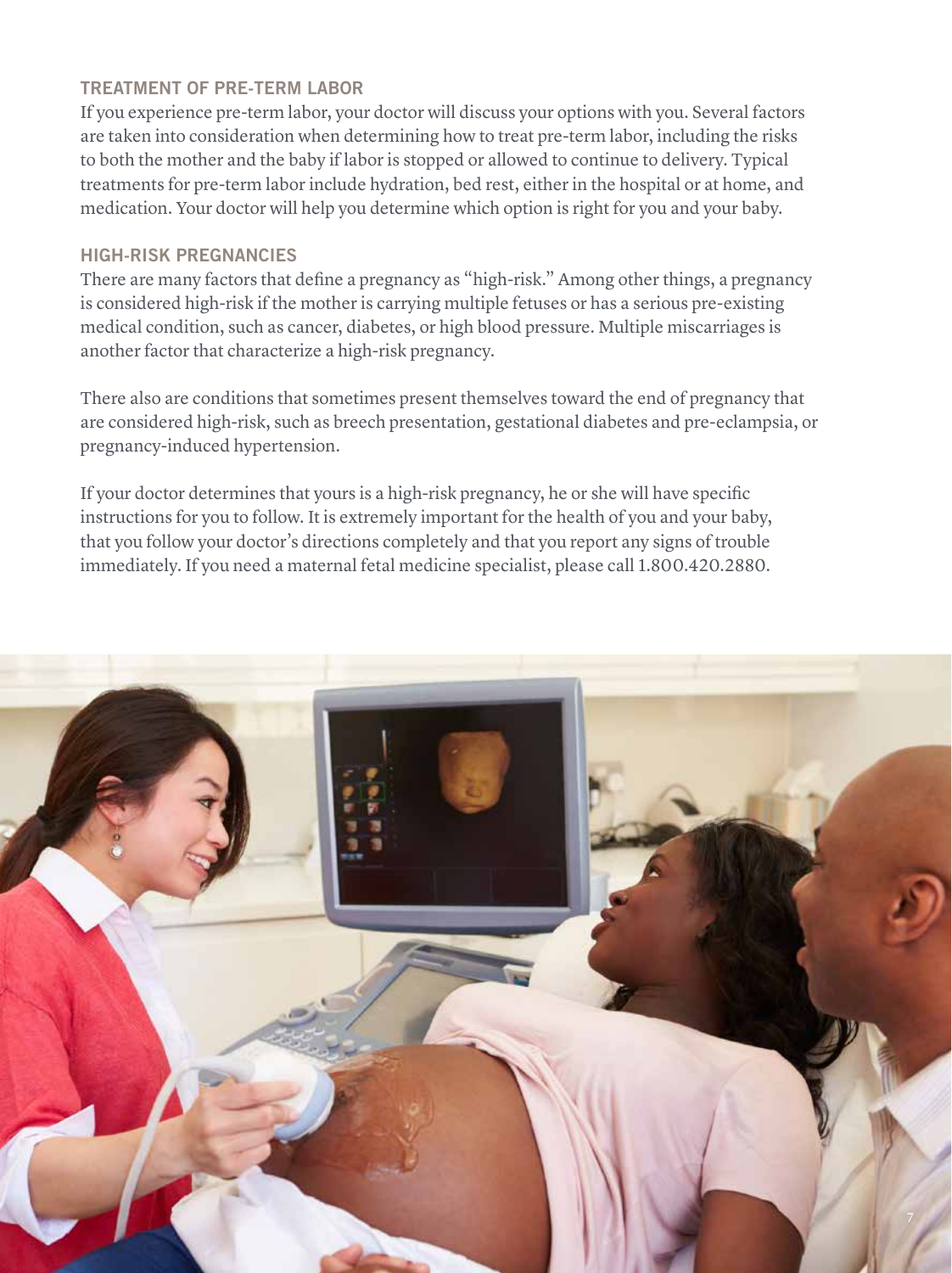### TREATMENT OF PRE-TERM LABOR

If you experience pre-term labor, your doctor will discuss your options with you. Several factors are taken into consideration when determining how to treat pre-term labor, including the risks to both the mother and the baby if labor is stopped or allowed to continue to delivery. Typical treatments for pre-term labor include hydration, bed rest, either in the hospital or at home, and medication. Your doctor will help you determine which option is right for you and your baby.

### HIGH-RISK PREGNANCIES

There are many factors that define a pregnancy as "high-risk." Among other things, a pregnancy is considered high-risk if the mother is carrying multiple fetuses or has a serious pre-existing medical condition, such as cancer, diabetes, or high blood pressure. Multiple miscarriages is another factor that characterize a high-risk pregnancy.

There also are conditions that sometimes present themselves toward the end of pregnancy that are considered high-risk, such as breech presentation, gestational diabetes and pre-eclampsia, or pregnancy-induced hypertension.

If your doctor determines that yours is a high-risk pregnancy, he or she will have specific instructions for you to follow. It is extremely important for the health of you and your baby, that you follow your doctor's directions completely and that you report any signs of trouble immediately. If you need a maternal fetal medicine specialist, please call 1.800.420.2880.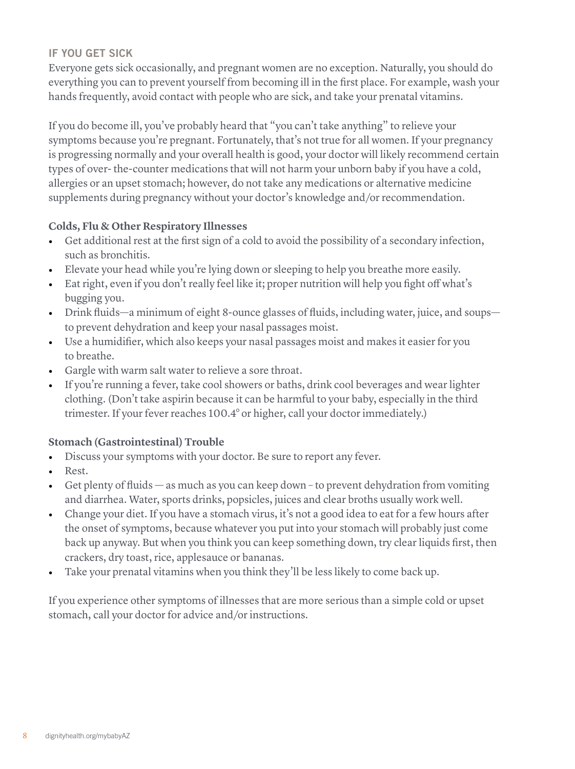## IF YOU GET SICK

Everyone gets sick occasionally, and pregnant women are no exception. Naturally, you should do everything you can to prevent yourself from becoming ill in the first place. For example, wash your hands frequently, avoid contact with people who are sick, and take your prenatal vitamins.

If you do become ill, you've probably heard that "you can't take anything" to relieve your symptoms because you're pregnant. Fortunately, that's not true for all women. If your pregnancy is progressing normally and your overall health is good, your doctor will likely recommend certain types of over- the-counter medications that will not harm your unborn baby if you have a cold, allergies or an upset stomach; however, do not take any medications or alternative medicine supplements during pregnancy without your doctor's knowledge and/or recommendation.

### Colds, Flu & Other Respiratory Illnesses

- Get additional rest at the first sign of a cold to avoid the possibility of a secondary infection, such as bronchitis.
- Elevate your head while you're lying down or sleeping to help you breathe more easily.
- Eat right, even if you don't really feel like it; proper nutrition will help you fight off what's bugging you.
- Drink fluids—a minimum of eight 8-ounce glasses of fluids, including water, juice, and soups—to prevent dehydration and keep your nasal passages moist.
- Use a humidifier, which also keeps your nasal passages moist and makes it easier for you to breathe.
- Gargle with warm salt water to relieve a sore throat.
- If you're running a fever, take cool showers or baths, drink cool beverages and wear lighter clothing. (Don't take aspirin because it can be harmful to your baby, especially in the third trimester. If your fever reaches 100.4° or higher, call your doctor immediately.)

### Stomach (Gastrointestinal) Trouble

- Discuss your symptoms with your doctor. Be sure to report any fever.
- Rest.
- Get plenty of fluids — as much as you can keep down – to prevent dehydration from vomiting and diarrhea. Water, sports drinks, popsicles, juices and clear broths usually work well.
- Change your diet. If you have a stomach virus, it's not a good idea to eat for a few hours after the onset of symptoms, because whatever you put into your stomach will probably just come back up anyway. But when you think you can keep something down, try clear liquids first, then crackers, dry toast, rice, applesauce or bananas.
- Take your prenatal vitamins when you think they'll be less likely to come back up.

If you experience other symptoms of illnesses that are more serious than a simple cold or upset stomach, call your doctor for advice and/or instructions.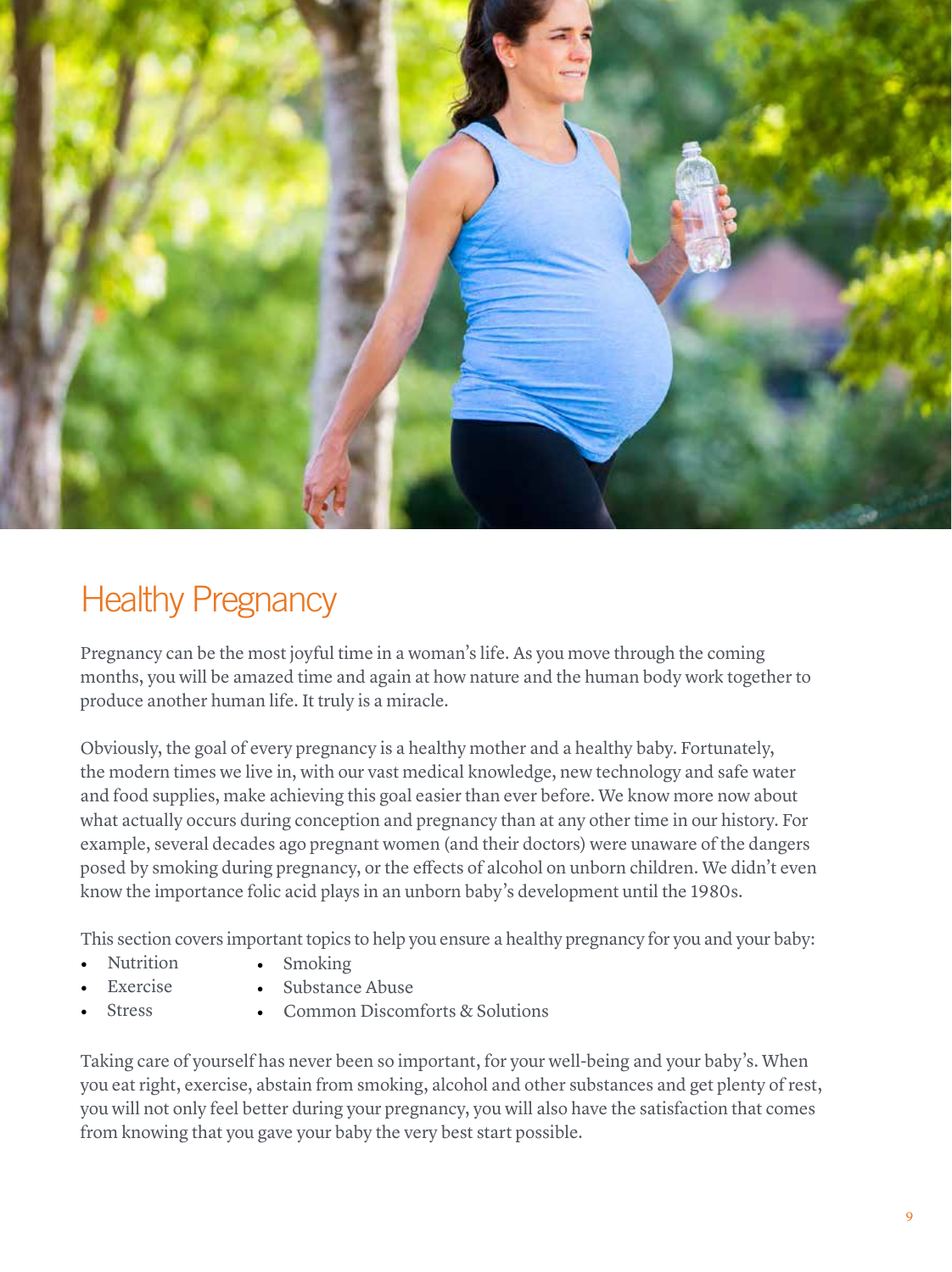# Healthy Pregnancy

Pregnancy can be the most joyful time in a woman's life. As you move through the coming months, you will be amazed time and again at how nature and the human body work together to produce another human life. It truly is a miracle.

Obviously, the goal of every pregnancy is a healthy mother and a healthy baby. Fortunately, the modern times we live in, with our vast medical knowledge, new technology and safe water and food supplies, make achieving this goal easier than ever before. We know more now about what actually occurs during conception and pregnancy than at any other time in our history. For example, several decades ago pregnant women (and their doctors) were unaware of the dangers posed by smoking during pregnancy, or the effects of alcohol on unborn children. We didn't even know the importance folic acid plays in an unborn baby's development until the 1980s.

This section covers important topics to help you ensure a healthy pregnancy for you and your baby:

- Nutrition
- Exercise
- Stress
- Smoking
- Substance Abuse
- Common Discomforts & Solutions

Taking care of yourself has never been so important, for your well-being and your baby's. When you eat right, exercise, abstain from smoking, alcohol and other substances and get plenty of rest, you will not only feel better during your pregnancy, you will also have the satisfaction that comes from knowing that you gave your baby the very best start possible.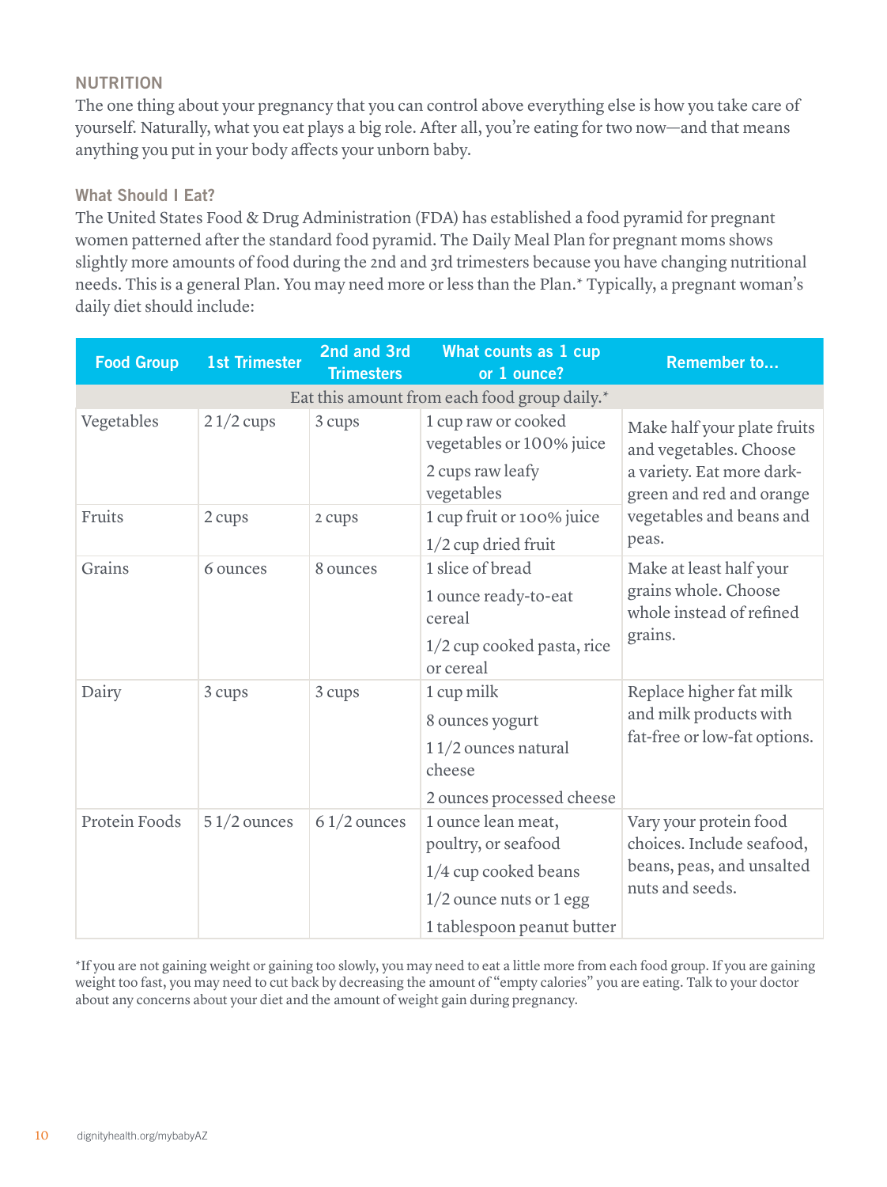## NUTRITION

The one thing about your pregnancy that you can control above everything else is how you take care of yourself. Naturally, what you eat plays a big role. After all, you're eating for two now—and that means anything you put in your body affects your unborn baby.

### What Should I Eat?

The United States Food & Drug Administration (FDA) has established a food pyramid for pregnant women patterned after the standard food pyramid. The Daily Meal Plan for pregnant moms shows slightly more amounts of food during the 2nd and 3rd trimesters because you have changing nutritional needs. This is a general Plan. You may need more or less than the Plan.* Typically, a pregnant woman's daily diet should include:

| Food Group | 1st Trimester | 2nd and 3rd Trimesters | What counts as 1 cup or 1 ounce? | Remember to... |
|---|---|---|---|---|
| Eat this amount from each food group daily.* | | | | |
| Vegetables | 2 1/2 cups | 3 cups | 1 cup raw or cooked vegetables or 100% juice<br>2 cups raw leafy vegetables | Make half your plate fruits and vegetables. Choose a variety. Eat more dark-green and red and orange vegetables and beans and peas. |
| Fruits | 2 cups | 2 cups | 1 cup fruit or 100% juice<br>1/2 cup dried fruit | |
| Grains | 6 ounces | 8 ounces | 1 slice of bread<br>1 ounce ready-to-eat cereal<br>1/2 cup cooked pasta, rice or cereal | Make at least half your grains whole. Choose whole instead of refined grains. |
| Dairy | 3 cups | 3 cups | 1 cup milk<br>8 ounces yogurt<br>1 1/2 ounces natural cheese<br>2 ounces processed cheese | Replace higher fat milk and milk products with fat-free or low-fat options. |
| Protein Foods | 5 1/2 ounces | 6 1/2 ounces | 1 ounce lean meat, poultry, or seafood<br>1/4 cup cooked beans<br>1/2 ounce nuts or 1 egg<br>1 tablespoon peanut butter | Vary your protein food choices. Include seafood, beans, peas, and unsalted nuts and seeds. |

*If you are not gaining weight or gaining too slowly, you may need to eat a little more from each food group. If you are gaining weight too fast, you may need to cut back by decreasing the amount of "empty calories" you are eating. Talk to your doctor about any concerns about your diet and the amount of weight gain during pregnancy.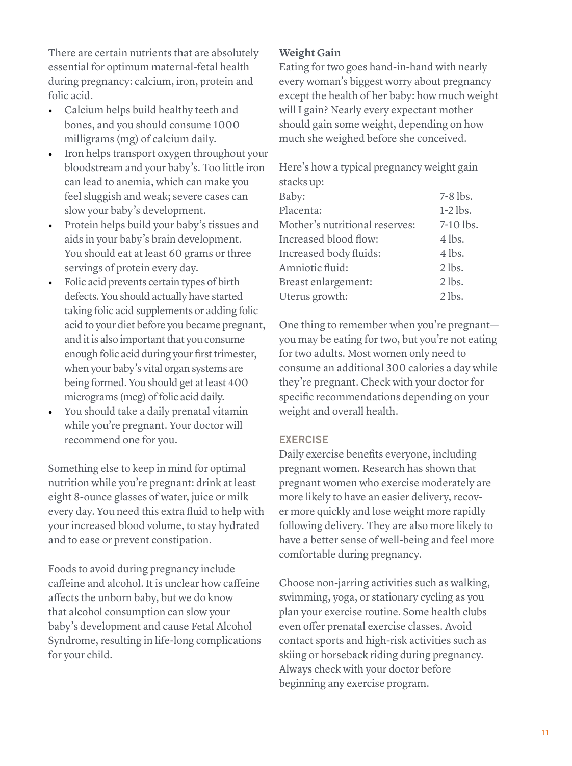There are certain nutrients that are absolutely essential for optimum maternal-fetal health during pregnancy: calcium, iron, protein and folic acid.

- Calcium helps build healthy teeth and bones, and you should consume 1000 milligrams (mg) of calcium daily.
- Iron helps transport oxygen throughout your bloodstream and your baby's. Too little iron can lead to anemia, which can make you feel sluggish and weak; severe cases can slow your baby's development.
- Protein helps build your baby's tissues and aids in your baby's brain development. You should eat at least 60 grams or three servings of protein every day.
- Folic acid prevents certain types of birth defects. You should actually have started taking folic acid supplements or adding folic acid to your diet before you became pregnant, and it is also important that you consume enough folic acid during your first trimester, when your baby's vital organ systems are being formed. You should get at least 400 micrograms (mcg) of folic acid daily.
- You should take a daily prenatal vitamin while you're pregnant. Your doctor will recommend one for you.

Something else to keep in mind for optimal nutrition while you're pregnant: drink at least eight 8-ounce glasses of water, juice or milk every day. You need this extra fluid to help with your increased blood volume, to stay hydrated and to ease or prevent constipation.

Foods to avoid during pregnancy include caffeine and alcohol. It is unclear how caffeine affects the unborn baby, but we do know that alcohol consumption can slow your baby's development and cause Fetal Alcohol Syndrome, resulting in life-long complications for your child.

**Weight Gain**

Eating for two goes hand-in-hand with nearly every woman's biggest worry about pregnancy except the health of her baby: how much weight will I gain? Nearly every expectant mother should gain some weight, depending on how much she weighed before she conceived.

Here's how a typical pregnancy weight gain stacks up:

| | |
|---|---|
| Baby: | 7-8 lbs. |
| Placenta: | 1-2 lbs. |
| Mother's nutritional reserves: | 7-10 lbs. |
| Increased blood flow: | 4 lbs. |
| Increased body fluids: | 4 lbs. |
| Amniotic fluid: | 2 lbs. |
| Breast enlargement: | 2 lbs. |
| Uterus growth: | 2 lbs. |

One thing to remember when you're pregnant—you may be eating for two, but you're not eating for two adults. Most women only need to consume an additional 300 calories a day while they're pregnant. Check with your doctor for specific recommendations depending on your weight and overall health.

## EXERCISE

Daily exercise benefits everyone, including pregnant women. Research has shown that pregnant women who exercise moderately are more likely to have an easier delivery, recover more quickly and lose weight more rapidly following delivery. They are also more likely to have a better sense of well-being and feel more comfortable during pregnancy.

Choose non-jarring activities such as walking, swimming, yoga, or stationary cycling as you plan your exercise routine. Some health clubs even offer prenatal exercise classes. Avoid contact sports and high-risk activities such as skiing or horseback riding during pregnancy. Always check with your doctor before beginning any exercise program.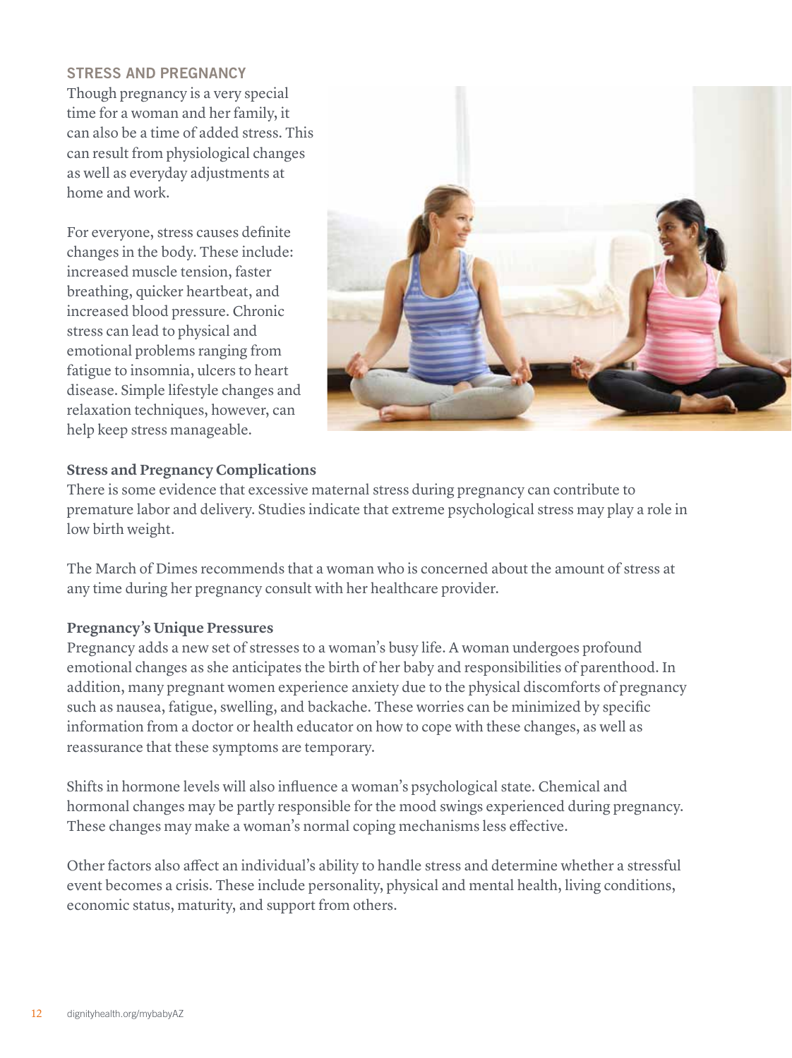## STRESS AND PREGNANCY

Though pregnancy is a very special time for a woman and her family, it can also be a time of added stress. This can result from physiological changes as well as everyday adjustments at home and work.

For everyone, stress causes definite changes in the body. These include: increased muscle tension, faster breathing, quicker heartbeat, and increased blood pressure. Chronic stress can lead to physical and emotional problems ranging from fatigue to insomnia, ulcers to heart disease. Simple lifestyle changes and relaxation techniques, however, can help keep stress manageable.

### Stress and Pregnancy Complications

There is some evidence that excessive maternal stress during pregnancy can contribute to premature labor and delivery. Studies indicate that extreme psychological stress may play a role in low birth weight.

The March of Dimes recommends that a woman who is concerned about the amount of stress at any time during her pregnancy consult with her healthcare provider.

### Pregnancy's Unique Pressures

Pregnancy adds a new set of stresses to a woman's busy life. A woman undergoes profound emotional changes as she anticipates the birth of her baby and responsibilities of parenthood. In addition, many pregnant women experience anxiety due to the physical discomforts of pregnancy such as nausea, fatigue, swelling, and backache. These worries can be minimized by specific information from a doctor or health educator on how to cope with these changes, as well as reassurance that these symptoms are temporary.

Shifts in hormone levels will also influence a woman's psychological state. Chemical and hormonal changes may be partly responsible for the mood swings experienced during pregnancy. These changes may make a woman's normal coping mechanisms less effective.

Other factors also affect an individual's ability to handle stress and determine whether a stressful event becomes a crisis. These include personality, physical and mental health, living conditions, economic status, maturity, and support from others.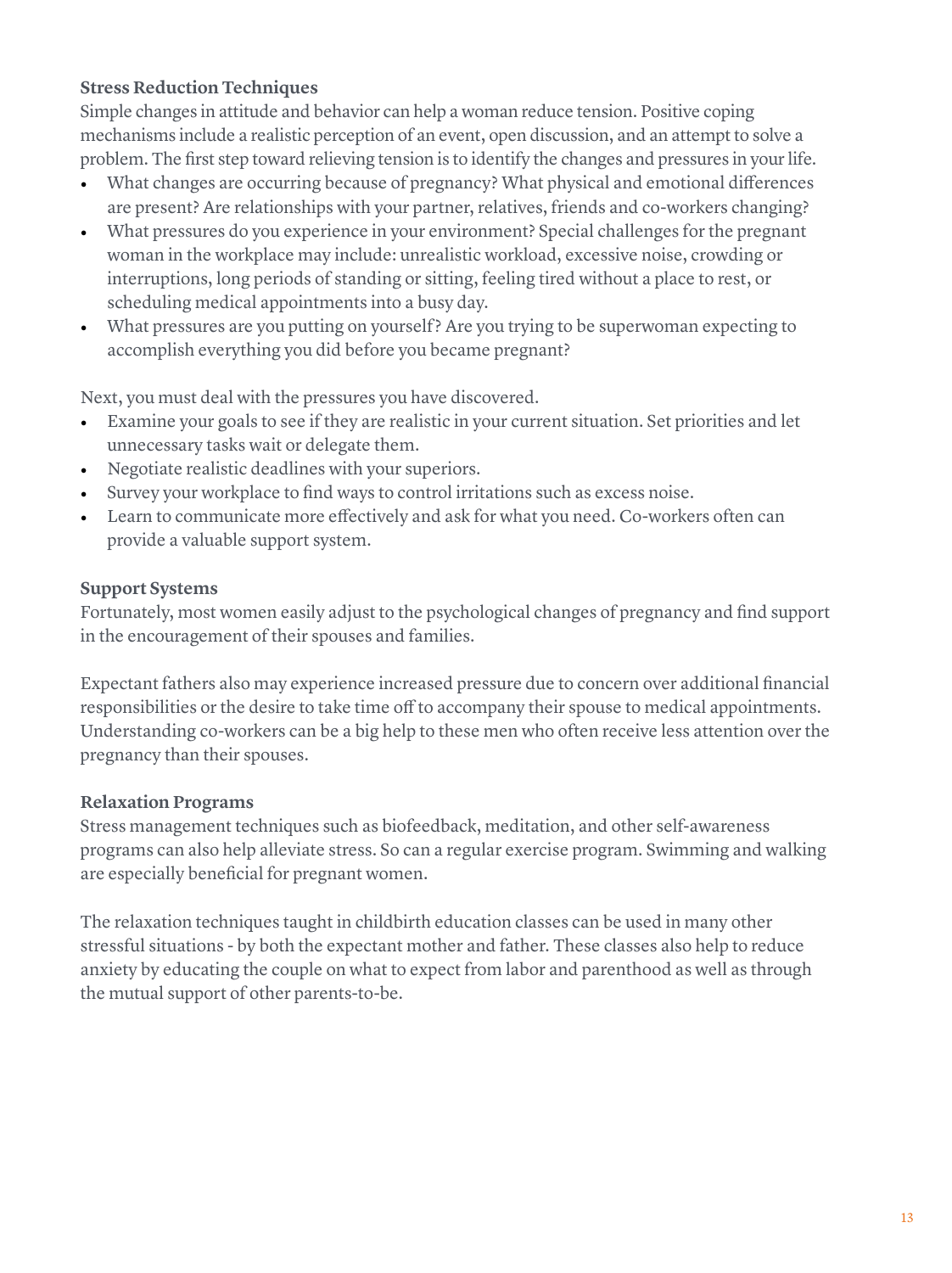### Stress Reduction Techniques

Simple changes in attitude and behavior can help a woman reduce tension. Positive coping mechanisms include a realistic perception of an event, open discussion, and an attempt to solve a problem. The first step toward relieving tension is to identify the changes and pressures in your life.

- What changes are occurring because of pregnancy? What physical and emotional differences are present? Are relationships with your partner, relatives, friends and co-workers changing?
- What pressures do you experience in your environment? Special challenges for the pregnant woman in the workplace may include: unrealistic workload, excessive noise, crowding or interruptions, long periods of standing or sitting, feeling tired without a place to rest, or scheduling medical appointments into a busy day.
- What pressures are you putting on yourself? Are you trying to be superwoman expecting to accomplish everything you did before you became pregnant?

Next, you must deal with the pressures you have discovered.

- Examine your goals to see if they are realistic in your current situation. Set priorities and let unnecessary tasks wait or delegate them.
- Negotiate realistic deadlines with your superiors.
- Survey your workplace to find ways to control irritations such as excess noise.
- Learn to communicate more effectively and ask for what you need. Co-workers often can provide a valuable support system.

### Support Systems

Fortunately, most women easily adjust to the psychological changes of pregnancy and find support in the encouragement of their spouses and families.

Expectant fathers also may experience increased pressure due to concern over additional financial responsibilities or the desire to take time off to accompany their spouse to medical appointments. Understanding co-workers can be a big help to these men who often receive less attention over the pregnancy than their spouses.

### Relaxation Programs

Stress management techniques such as biofeedback, meditation, and other self-awareness programs can also help alleviate stress. So can a regular exercise program. Swimming and walking are especially beneficial for pregnant women.

The relaxation techniques taught in childbirth education classes can be used in many other stressful situations - by both the expectant mother and father. These classes also help to reduce anxiety by educating the couple on what to expect from labor and parenthood as well as through the mutual support of other parents-to-be.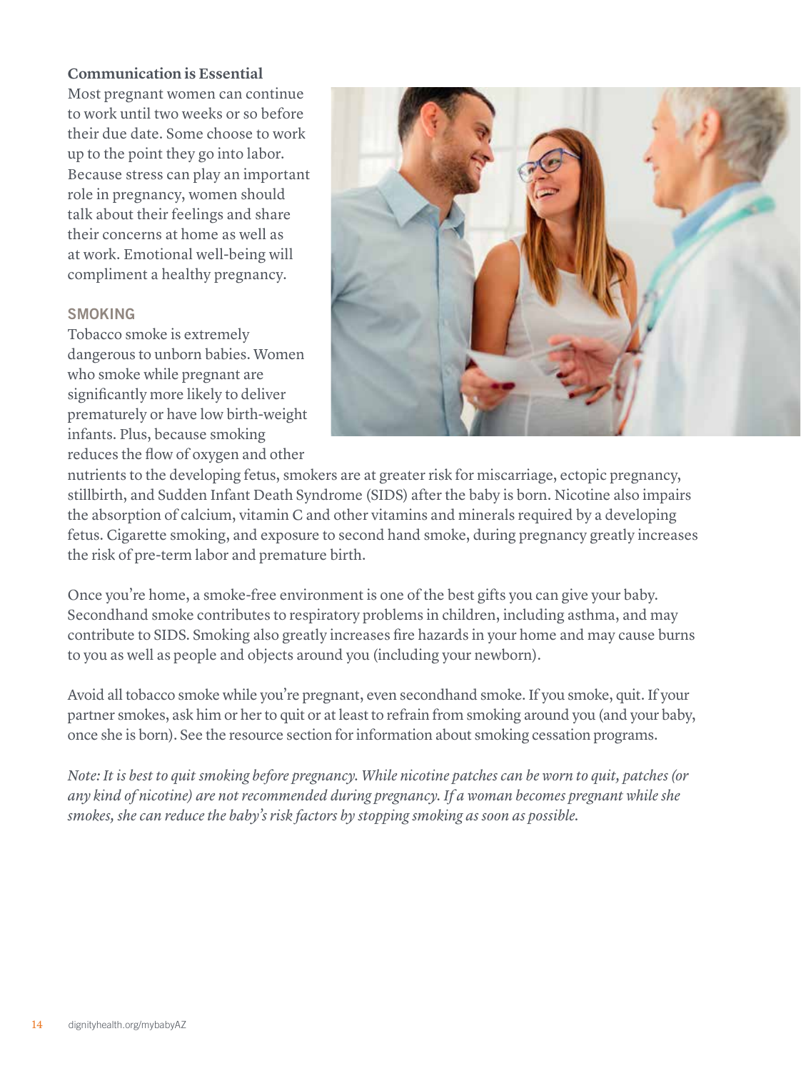**Communication is Essential**

Most pregnant women can continue to work until two weeks or so before their due date. Some choose to work up to the point they go into labor. Because stress can play an important role in pregnancy, women should talk about their feelings and share their concerns at home as well as at work. Emotional well-being will compliment a healthy pregnancy.

## SMOKING

Tobacco smoke is extremely dangerous to unborn babies. Women who smoke while pregnant are significantly more likely to deliver prematurely or have low birth-weight infants. Plus, because smoking reduces the flow of oxygen and other nutrients to the developing fetus, smokers are at greater risk for miscarriage, ectopic pregnancy, stillbirth, and Sudden Infant Death Syndrome (SIDS) after the baby is born. Nicotine also impairs the absorption of calcium, vitamin C and other vitamins and minerals required by a developing fetus. Cigarette smoking, and exposure to second hand smoke, during pregnancy greatly increases the risk of pre-term labor and premature birth.

Once you're home, a smoke-free environment is one of the best gifts you can give your baby. Secondhand smoke contributes to respiratory problems in children, including asthma, and may contribute to SIDS. Smoking also greatly increases fire hazards in your home and may cause burns to you as well as people and objects around you (including your newborn).

Avoid all tobacco smoke while you're pregnant, even secondhand smoke. If you smoke, quit. If your partner smokes, ask him or her to quit or at least to refrain from smoking around you (and your baby, once she is born). See the resource section for information about smoking cessation programs.

*Note: It is best to quit smoking before pregnancy. While nicotine patches can be worn to quit, patches (or any kind of nicotine) are not recommended during pregnancy. If a woman becomes pregnant while she smokes, she can reduce the baby's risk factors by stopping smoking as soon as possible.*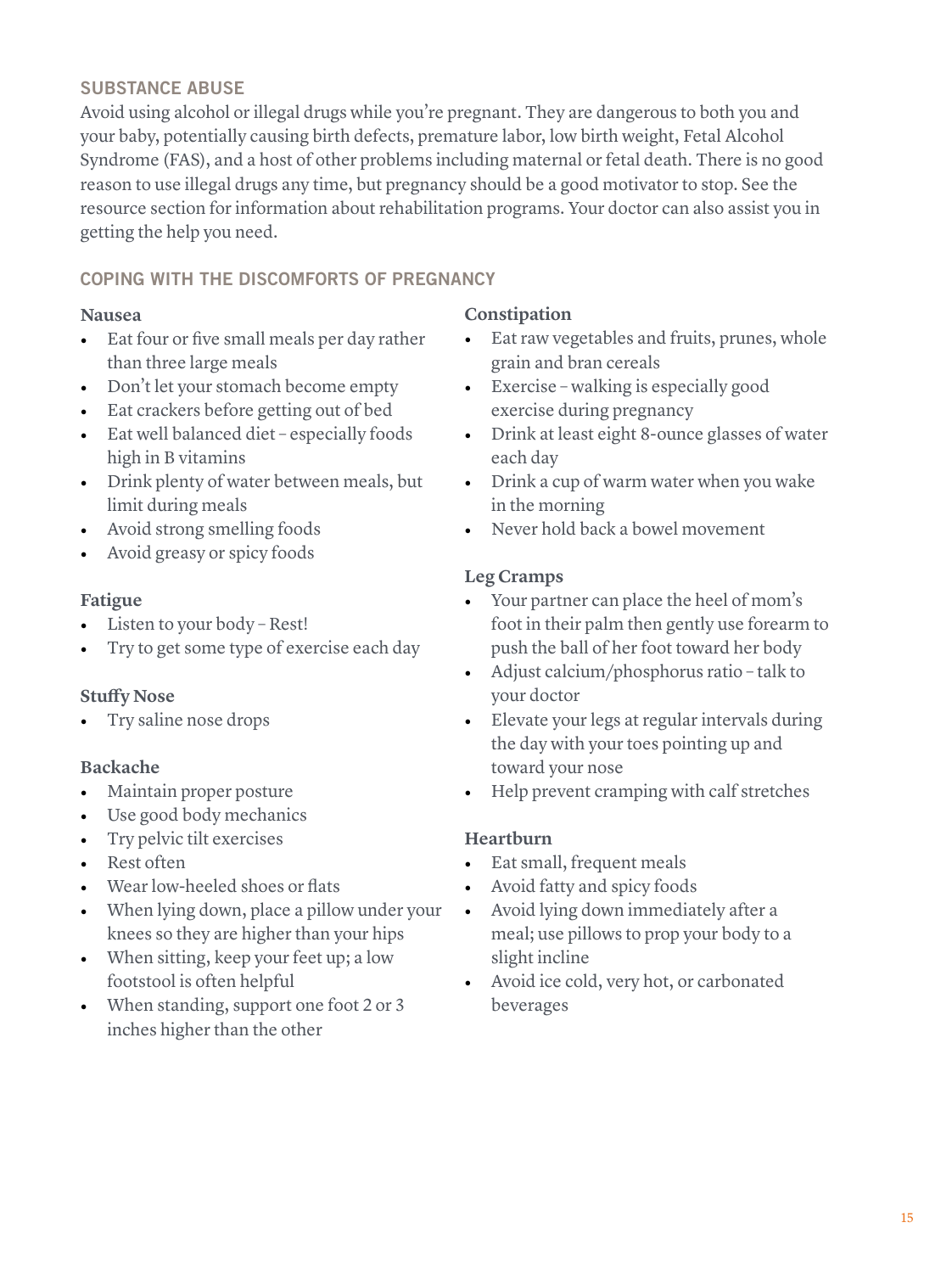## SUBSTANCE ABUSE

Avoid using alcohol or illegal drugs while you're pregnant. They are dangerous to both you and your baby, potentially causing birth defects, premature labor, low birth weight, Fetal Alcohol Syndrome (FAS), and a host of other problems including maternal or fetal death. There is no good reason to use illegal drugs any time, but pregnancy should be a good motivator to stop. See the resource section for information about rehabilitation programs. Your doctor can also assist you in getting the help you need.

## COPING WITH THE DISCOMFORTS OF PREGNANCY

### Nausea

- Eat four or five small meals per day rather than three large meals
- Don't let your stomach become empty
- Eat crackers before getting out of bed
- Eat well balanced diet – especially foods high in B vitamins
- Drink plenty of water between meals, but limit during meals
- Avoid strong smelling foods
- Avoid greasy or spicy foods

### Fatigue

- Listen to your body – Rest!
- Try to get some type of exercise each day

### Stuffy Nose

- Try saline nose drops

### Backache

- Maintain proper posture
- Use good body mechanics
- Try pelvic tilt exercises
- Rest often
- Wear low-heeled shoes or flats
- When lying down, place a pillow under your knees so they are higher than your hips
- When sitting, keep your feet up; a low footstool is often helpful
- When standing, support one foot 2 or 3 inches higher than the other

### Constipation

- Eat raw vegetables and fruits, prunes, whole grain and bran cereals
- Exercise – walking is especially good exercise during pregnancy
- Drink at least eight 8-ounce glasses of water each day
- Drink a cup of warm water when you wake in the morning
- Never hold back a bowel movement

### Leg Cramps

- Your partner can place the heel of mom's foot in their palm then gently use forearm to push the ball of her foot toward her body
- Adjust calcium/phosphorus ratio – talk to your doctor
- Elevate your legs at regular intervals during the day with your toes pointing up and toward your nose
- Help prevent cramping with calf stretches

### Heartburn

- Eat small, frequent meals
- Avoid fatty and spicy foods
- Avoid lying down immediately after a meal; use pillows to prop your body to a slight incline
- Avoid ice cold, very hot, or carbonated beverages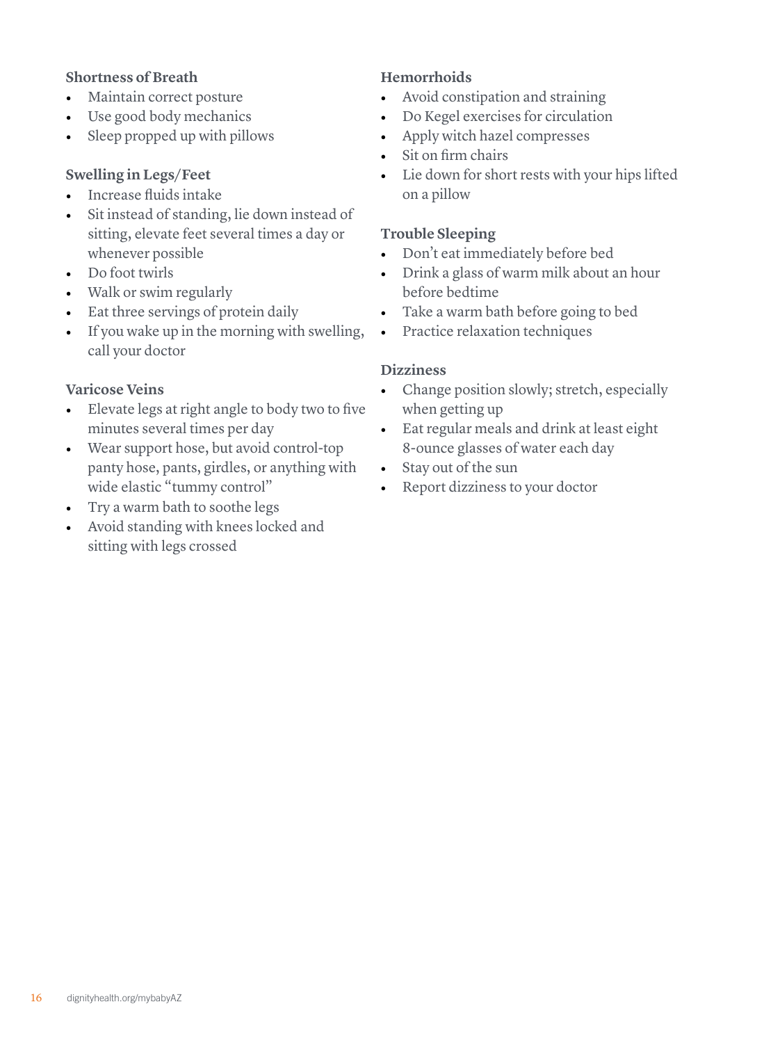**Shortness of Breath**

- Maintain correct posture
- Use good body mechanics
- Sleep propped up with pillows

**Swelling in Legs/Feet**

- Increase fluids intake
- Sit instead of standing, lie down instead of sitting, elevate feet several times a day or whenever possible
- Do foot twirls
- Walk or swim regularly
- Eat three servings of protein daily
- If you wake up in the morning with swelling, call your doctor

**Varicose Veins**

- Elevate legs at right angle to body two to five minutes several times per day
- Wear support hose, but avoid control-top panty hose, pants, girdles, or anything with wide elastic "tummy control"
- Try a warm bath to soothe legs
- Avoid standing with knees locked and sitting with legs crossed

**Hemorrhoids**

- Avoid constipation and straining
- Do Kegel exercises for circulation
- Apply witch hazel compresses
- Sit on firm chairs
- Lie down for short rests with your hips lifted on a pillow

**Trouble Sleeping**

- Don't eat immediately before bed
- Drink a glass of warm milk about an hour before bedtime
- Take a warm bath before going to bed
- Practice relaxation techniques

**Dizziness**

- Change position slowly; stretch, especially when getting up
- Eat regular meals and drink at least eight 8-ounce glasses of water each day
- Stay out of the sun
- Report dizziness to your doctor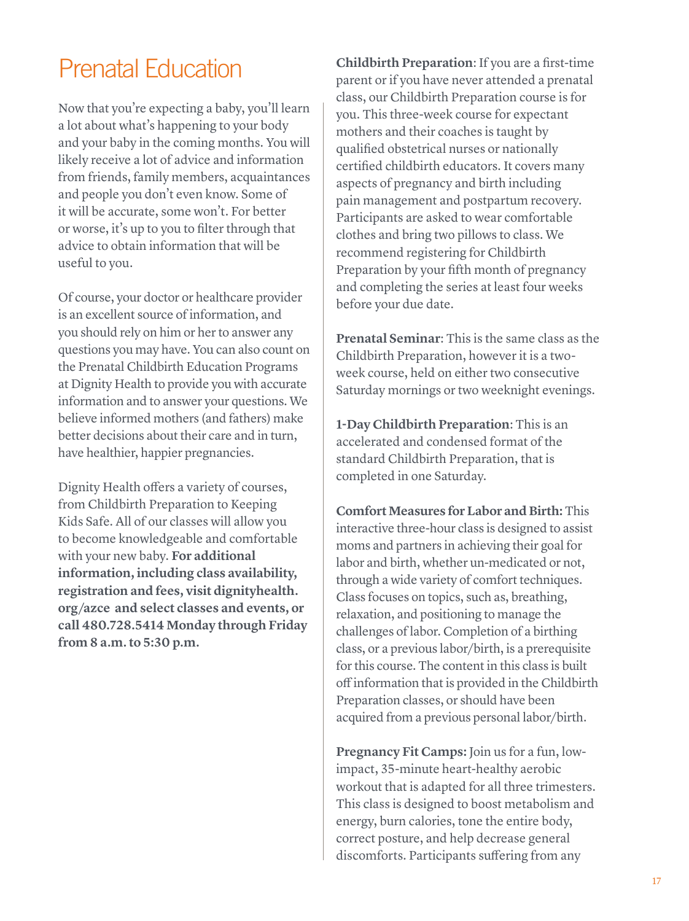# Prenatal Education

Now that you're expecting a baby, you'll learn a lot about what's happening to your body and your baby in the coming months. You will likely receive a lot of advice and information from friends, family members, acquaintances and people you don't even know. Some of it will be accurate, some won't. For better or worse, it's up to you to filter through that advice to obtain information that will be useful to you.

Of course, your doctor or healthcare provider is an excellent source of information, and you should rely on him or her to answer any questions you may have. You can also count on the Prenatal Childbirth Education Programs at Dignity Health to provide you with accurate information and to answer your questions. We believe informed mothers (and fathers) make better decisions about their care and in turn, have healthier, happier pregnancies.

Dignity Health offers a variety of courses, from Childbirth Preparation to Keeping Kids Safe. All of our classes will allow you to become knowledgeable and comfortable with your new baby. **For additional information, including class availability, registration and fees, visit dignityhealth.org/azce and select classes and events, or call 480.728.5414 Monday through Friday from 8 a.m. to 5:30 p.m.**

**Childbirth Preparation**: If you are a first-time parent or if you have never attended a prenatal class, our Childbirth Preparation course is for you. This three-week course for expectant mothers and their coaches is taught by qualified obstetrical nurses or nationally certified childbirth educators. It covers many aspects of pregnancy and birth including pain management and postpartum recovery. Participants are asked to wear comfortable clothes and bring two pillows to class. We recommend registering for Childbirth Preparation by your fifth month of pregnancy and completing the series at least four weeks before your due date.

**Prenatal Seminar**: This is the same class as the Childbirth Preparation, however it is a two-week course, held on either two consecutive Saturday mornings or two weeknight evenings.

**1-Day Childbirth Preparation**: This is an accelerated and condensed format of the standard Childbirth Preparation, that is completed in one Saturday.

**Comfort Measures for Labor and Birth:** This interactive three-hour class is designed to assist moms and partners in achieving their goal for labor and birth, whether un-medicated or not, through a wide variety of comfort techniques. Class focuses on topics, such as, breathing, relaxation, and positioning to manage the challenges of labor. Completion of a birthing class, or a previous labor/birth, is a prerequisite for this course. The content in this class is built off information that is provided in the Childbirth Preparation classes, or should have been acquired from a previous personal labor/birth.

**Pregnancy Fit Camps:** Join us for a fun, low-impact, 35-minute heart-healthy aerobic workout that is adapted for all three trimesters. This class is designed to boost metabolism and energy, burn calories, tone the entire body, correct posture, and help decrease general discomforts. Participants suffering from any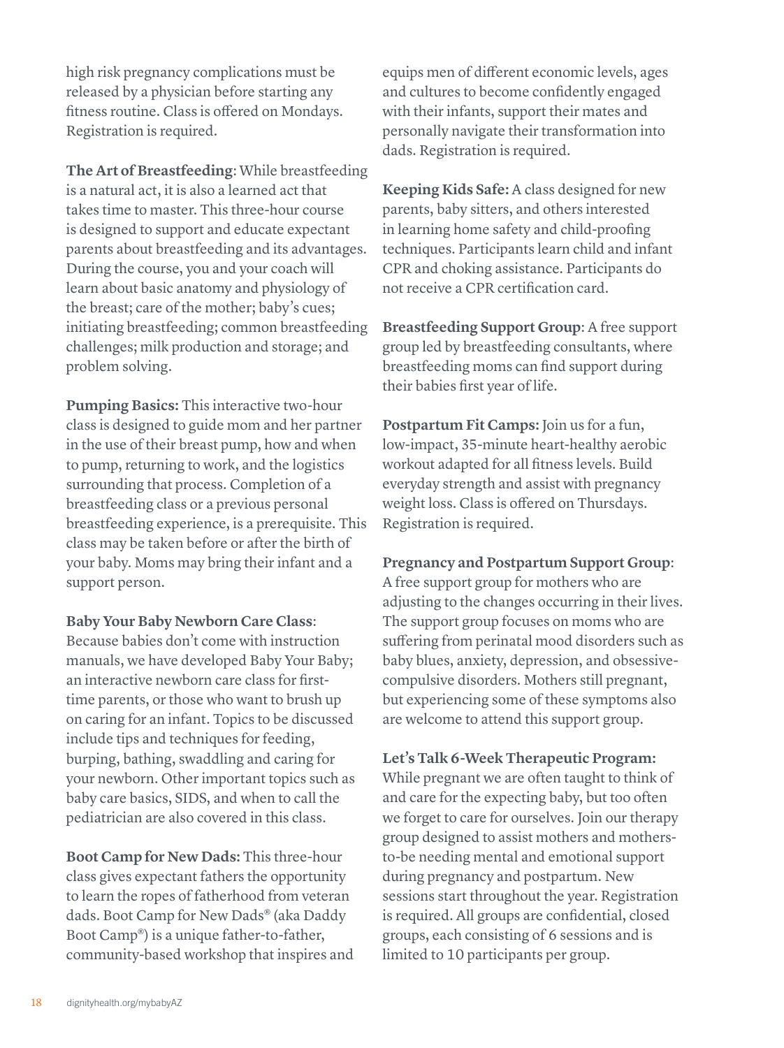high risk pregnancy complications must be released by a physician before starting any fitness routine. Class is offered on Mondays. Registration is required.

**The Art of Breastfeeding**: While breastfeeding is a natural act, it is also a learned act that takes time to master. This three-hour course is designed to support and educate expectant parents about breastfeeding and its advantages. During the course, you and your coach will learn about basic anatomy and physiology of the breast; care of the mother; baby's cues; initiating breastfeeding; common breastfeeding challenges; milk production and storage; and problem solving.

**Pumping Basics:** This interactive two-hour class is designed to guide mom and her partner in the use of their breast pump, how and when to pump, returning to work, and the logistics surrounding that process. Completion of a breastfeeding class or a previous personal breastfeeding experience, is a prerequisite. This class may be taken before or after the birth of your baby. Moms may bring their infant and a support person.

**Baby Your Baby Newborn Care Class**: Because babies don't come with instruction manuals, we have developed Baby Your Baby; an interactive newborn care class for first-time parents, or those who want to brush up on caring for an infant. Topics to be discussed include tips and techniques for feeding, burping, bathing, swaddling and caring for your newborn. Other important topics such as baby care basics, SIDS, and when to call the pediatrician are also covered in this class.

**Boot Camp for New Dads:** This three-hour class gives expectant fathers the opportunity to learn the ropes of fatherhood from veteran dads. Boot Camp for New Dads® (aka Daddy Boot Camp®) is a unique father-to-father, community-based workshop that inspires and equips men of different economic levels, ages and cultures to become confidently engaged with their infants, support their mates and personally navigate their transformation into dads. Registration is required.

**Keeping Kids Safe:** A class designed for new parents, baby sitters, and others interested in learning home safety and child-proofing techniques. Participants learn child and infant CPR and choking assistance. Participants do not receive a CPR certification card.

**Breastfeeding Support Group**: A free support group led by breastfeeding consultants, where breastfeeding moms can find support during their babies first year of life.

**Postpartum Fit Camps:** Join us for a fun, low-impact, 35-minute heart-healthy aerobic workout adapted for all fitness levels. Build everyday strength and assist with pregnancy weight loss. Class is offered on Thursdays. Registration is required.

**Pregnancy and Postpartum Support Group**: A free support group for mothers who are adjusting to the changes occurring in their lives. The support group focuses on moms who are suffering from perinatal mood disorders such as baby blues, anxiety, depression, and obsessive-compulsive disorders. Mothers still pregnant, but experiencing some of these symptoms also are welcome to attend this support group.

**Let's Talk 6-Week Therapeutic Program:** While pregnant we are often taught to think of and care for the expecting baby, but too often we forget to care for ourselves. Join our therapy group designed to assist mothers and mothers-to-be needing mental and emotional support during pregnancy and postpartum. New sessions start throughout the year. Registration is required. All groups are confidential, closed groups, each consisting of 6 sessions and is limited to 10 participants per group.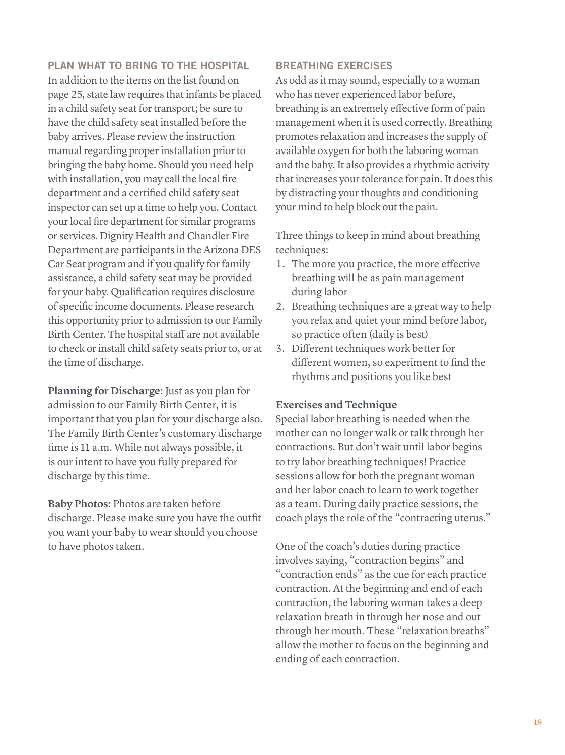## PLAN WHAT TO BRING TO THE HOSPITAL

In addition to the items on the list found on page 25, state law requires that infants be placed in a child safety seat for transport; be sure to have the child safety seat installed before the baby arrives. Please review the instruction manual regarding proper installation prior to bringing the baby home. Should you need help with installation, you may call the local fire department and a certified child safety seat inspector can set up a time to help you. Contact your local fire department for similar programs or services. Dignity Health and Chandler Fire Department are participants in the Arizona DES Car Seat program and if you qualify for family assistance, a child safety seat may be provided for your baby. Qualification requires disclosure of specific income documents. Please research this opportunity prior to admission to our Family Birth Center. The hospital staff are not available to check or install child safety seats prior to, or at the time of discharge.

**Planning for Discharge**: Just as you plan for admission to our Family Birth Center, it is important that you plan for your discharge also. The Family Birth Center's customary discharge time is 11 a.m. While not always possible, it is our intent to have you fully prepared for discharge by this time.

**Baby Photos**: Photos are taken before discharge. Please make sure you have the outfit you want your baby to wear should you choose to have photos taken.

## BREATHING EXERCISES

As odd as it may sound, especially to a woman who has never experienced labor before, breathing is an extremely effective form of pain management when it is used correctly. Breathing promotes relaxation and increases the supply of available oxygen for both the laboring woman and the baby. It also provides a rhythmic activity that increases your tolerance for pain. It does this by distracting your thoughts and conditioning your mind to help block out the pain.

Three things to keep in mind about breathing techniques:

1. The more you practice, the more effective breathing will be as pain management during labor
2. Breathing techniques are a great way to help you relax and quiet your mind before labor, so practice often (daily is best)
3. Different techniques work better for different women, so experiment to find the rhythms and positions you like best

### Exercises and Technique

Special labor breathing is needed when the mother can no longer walk or talk through her contractions. But don't wait until labor begins to try labor breathing techniques! Practice sessions allow for both the pregnant woman and her labor coach to learn to work together as a team. During daily practice sessions, the coach plays the role of the "contracting uterus."

One of the coach's duties during practice involves saying, "contraction begins" and "contraction ends" as the cue for each practice contraction. At the beginning and end of each contraction, the laboring woman takes a deep relaxation breath in through her nose and out through her mouth. These "relaxation breaths" allow the mother to focus on the beginning and ending of each contraction.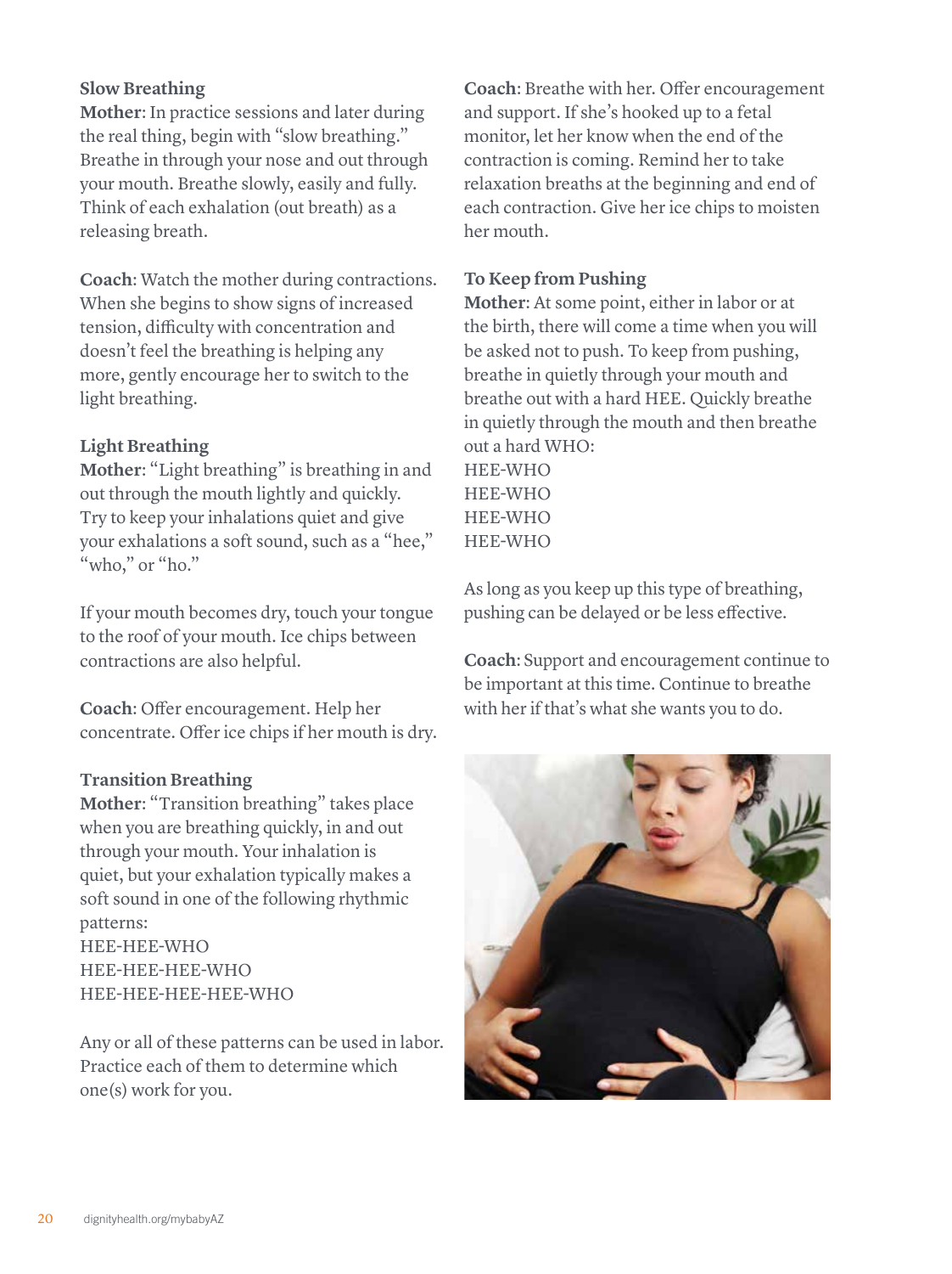### Slow Breathing

**Mother**: In practice sessions and later during the real thing, begin with "slow breathing." Breathe in through your nose and out through your mouth. Breathe slowly, easily and fully. Think of each exhalation (out breath) as a releasing breath.

**Coach**: Watch the mother during contractions. When she begins to show signs of increased tension, difficulty with concentration and doesn't feel the breathing is helping any more, gently encourage her to switch to the light breathing.

### Light Breathing

**Mother**: "Light breathing" is breathing in and out through the mouth lightly and quickly. Try to keep your inhalations quiet and give your exhalations a soft sound, such as a "hee," "who," or "ho."

If your mouth becomes dry, touch your tongue to the roof of your mouth. Ice chips between contractions are also helpful.

**Coach**: Offer encouragement. Help her concentrate. Offer ice chips if her mouth is dry.

### Transition Breathing

**Mother**: "Transition breathing" takes place when you are breathing quickly, in and out through your mouth. Your inhalation is quiet, but your exhalation typically makes a soft sound in one of the following rhythmic patterns:

HEE-HEE-WHO
HEE-HEE-HEE-WHO
HEE-HEE-HEE-HEE-WHO

Any or all of these patterns can be used in labor. Practice each of them to determine which one(s) work for you.

**Coach**: Breathe with her. Offer encouragement and support. If she's hooked up to a fetal monitor, let her know when the end of the contraction is coming. Remind her to take relaxation breaths at the beginning and end of each contraction. Give her ice chips to moisten her mouth.

### To Keep from Pushing

**Mother**: At some point, either in labor or at the birth, there will come a time when you will be asked not to push. To keep from pushing, breathe in quietly through your mouth and breathe out with a hard HEE. Quickly breathe in quietly through the mouth and then breathe out a hard WHO:

HEE-WHO
HEE-WHO
HEE-WHO
HEE-WHO

As long as you keep up this type of breathing, pushing can be delayed or be less effective.

**Coach**: Support and encouragement continue to be important at this time. Continue to breathe with her if that's what she wants you to do.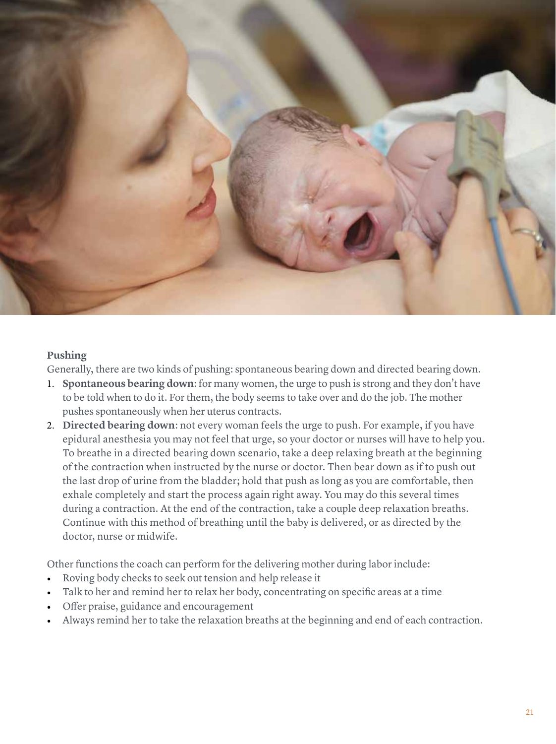### Pushing

Generally, there are two kinds of pushing: spontaneous bearing down and directed bearing down.

1. **Spontaneous bearing down**: for many women, the urge to push is strong and they don't have to be told when to do it. For them, the body seems to take over and do the job. The mother pushes spontaneously when her uterus contracts.
2. **Directed bearing down**: not every woman feels the urge to push. For example, if you have epidural anesthesia you may not feel that urge, so your doctor or nurses will have to help you. To breathe in a directed bearing down scenario, take a deep relaxing breath at the beginning of the contraction when instructed by the nurse or doctor. Then bear down as if to push out the last drop of urine from the bladder; hold that push as long as you are comfortable, then exhale completely and start the process again right away. You may do this several times during a contraction. At the end of the contraction, take a couple deep relaxation breaths. Continue with this method of breathing until the baby is delivered, or as directed by the doctor, nurse or midwife.

Other functions the coach can perform for the delivering mother during labor include:

- Roving body checks to seek out tension and help release it
- Talk to her and remind her to relax her body, concentrating on specific areas at a time
- Offer praise, guidance and encouragement
- Always remind her to take the relaxation breaths at the beginning and end of each contraction.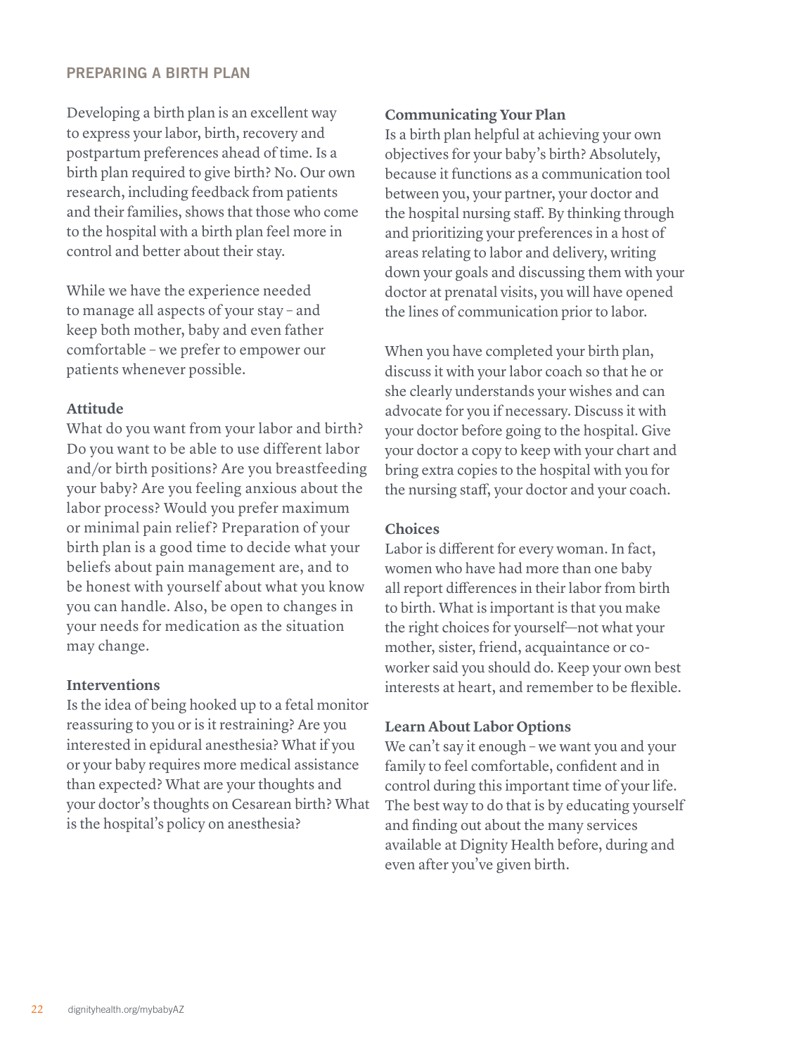## PREPARING A BIRTH PLAN

Developing a birth plan is an excellent way to express your labor, birth, recovery and postpartum preferences ahead of time. Is a birth plan required to give birth? No. Our own research, including feedback from patients and their families, shows that those who come to the hospital with a birth plan feel more in control and better about their stay.

While we have the experience needed to manage all aspects of your stay – and keep both mother, baby and even father comfortable – we prefer to empower our patients whenever possible.

### Attitude

What do you want from your labor and birth? Do you want to be able to use different labor and/or birth positions? Are you breastfeeding your baby? Are you feeling anxious about the labor process? Would you prefer maximum or minimal pain relief? Preparation of your birth plan is a good time to decide what your beliefs about pain management are, and to be honest with yourself about what you know you can handle. Also, be open to changes in your needs for medication as the situation may change.

### Interventions

Is the idea of being hooked up to a fetal monitor reassuring to you or is it restraining? Are you interested in epidural anesthesia? What if you or your baby requires more medical assistance than expected? What are your thoughts and your doctor's thoughts on Cesarean birth? What is the hospital's policy on anesthesia?

### Communicating Your Plan

Is a birth plan helpful at achieving your own objectives for your baby's birth? Absolutely, because it functions as a communication tool between you, your partner, your doctor and the hospital nursing staff. By thinking through and prioritizing your preferences in a host of areas relating to labor and delivery, writing down your goals and discussing them with your doctor at prenatal visits, you will have opened the lines of communication prior to labor.

When you have completed your birth plan, discuss it with your labor coach so that he or she clearly understands your wishes and can advocate for you if necessary. Discuss it with your doctor before going to the hospital. Give your doctor a copy to keep with your chart and bring extra copies to the hospital with you for the nursing staff, your doctor and your coach.

### Choices

Labor is different for every woman. In fact, women who have had more than one baby all report differences in their labor from birth to birth. What is important is that you make the right choices for yourself—not what your mother, sister, friend, acquaintance or co-worker said you should do. Keep your own best interests at heart, and remember to be flexible.

### Learn About Labor Options

We can't say it enough – we want you and your family to feel comfortable, confident and in control during this important time of your life. The best way to do that is by educating yourself and finding out about the many services available at Dignity Health before, during and even after you've given birth.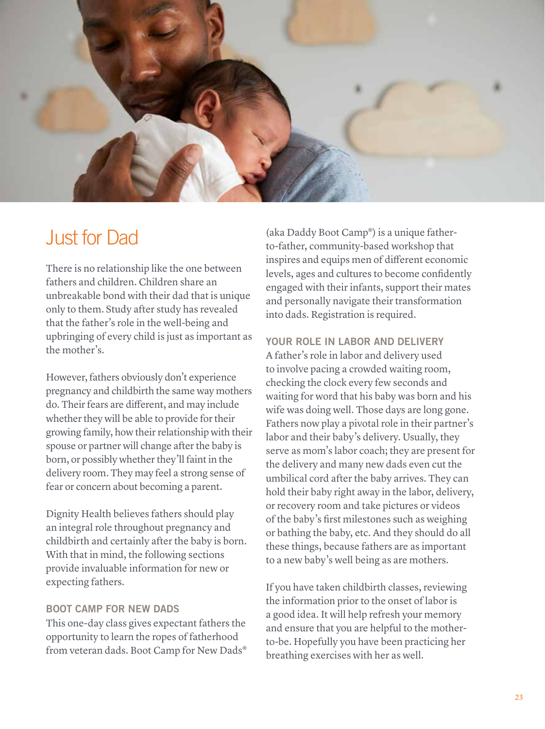# Just for Dad

There is no relationship like the one between fathers and children. Children share an unbreakable bond with their dad that is unique only to them. Study after study has revealed that the father's role in the well-being and upbringing of every child is just as important as the mother's.

However, fathers obviously don't experience pregnancy and childbirth the same way mothers do. Their fears are different, and may include whether they will be able to provide for their growing family, how their relationship with their spouse or partner will change after the baby is born, or possibly whether they'll faint in the delivery room. They may feel a strong sense of fear or concern about becoming a parent.

Dignity Health believes fathers should play an integral role throughout pregnancy and childbirth and certainly after the baby is born. With that in mind, the following sections provide invaluable information for new or expecting fathers.

## BOOT CAMP FOR NEW DADS

This one-day class gives expectant fathers the opportunity to learn the ropes of fatherhood from veteran dads. Boot Camp for New Dads® (aka Daddy Boot Camp®) is a unique father-to-father, community-based workshop that inspires and equips men of different economic levels, ages and cultures to become confidently engaged with their infants, support their mates and personally navigate their transformation into dads. Registration is required.

## YOUR ROLE IN LABOR AND DELIVERY

A father's role in labor and delivery used to involve pacing a crowded waiting room, checking the clock every few seconds and waiting for word that his baby was born and his wife was doing well. Those days are long gone. Fathers now play a pivotal role in their partner's labor and their baby's delivery. Usually, they serve as mom's labor coach; they are present for the delivery and many new dads even cut the umbilical cord after the baby arrives. They can hold their baby right away in the labor, delivery, or recovery room and take pictures or videos of the baby's first milestones such as weighing or bathing the baby, etc. And they should do all these things, because fathers are as important to a new baby's well being as are mothers.

If you have taken childbirth classes, reviewing the information prior to the onset of labor is a good idea. It will help refresh your memory and ensure that you are helpful to the mother-to-be. Hopefully you have been practicing her breathing exercises with her as well.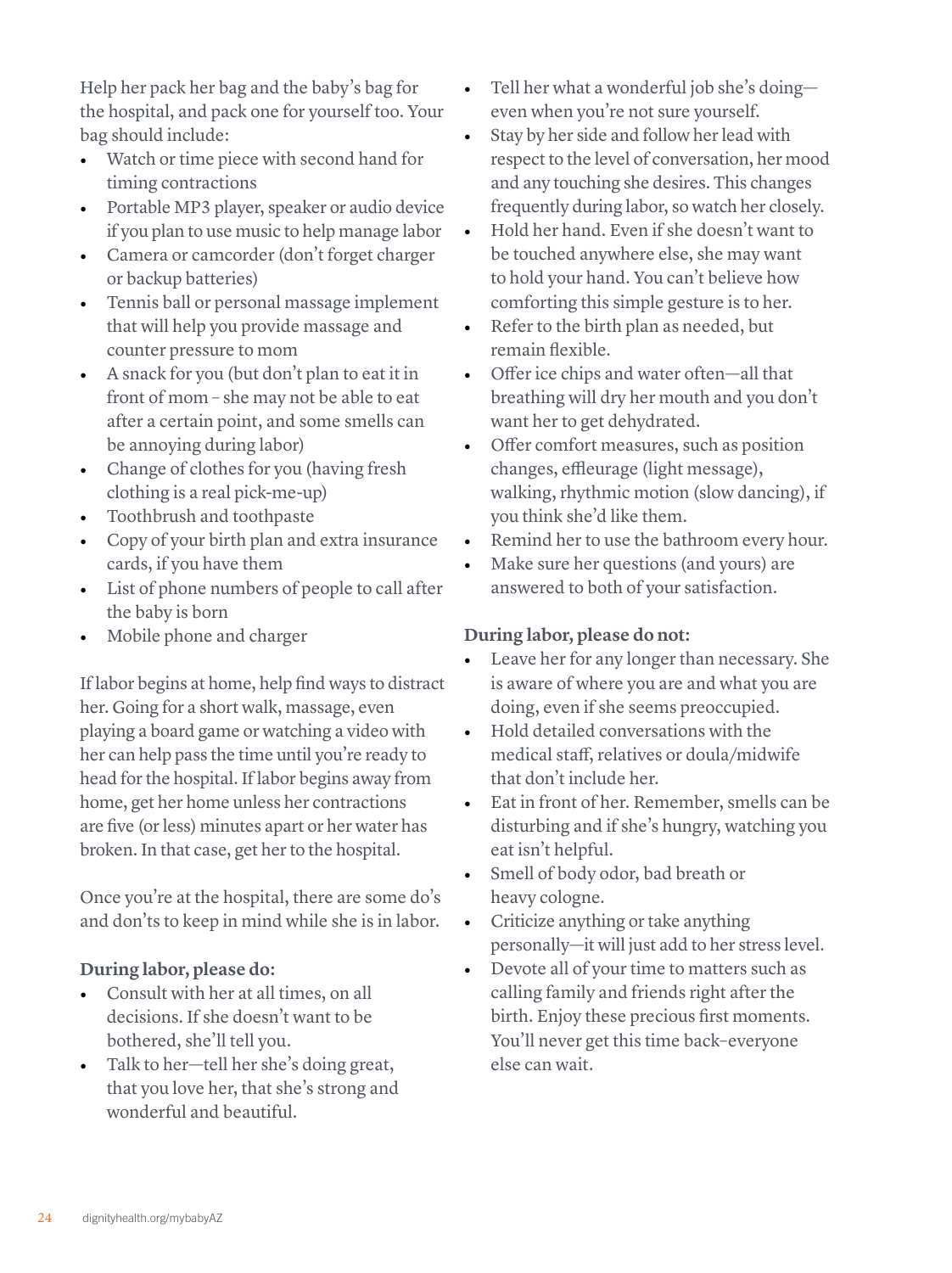Help her pack her bag and the baby's bag for the hospital, and pack one for yourself too. Your bag should include:

- Watch or time piece with second hand for timing contractions
- Portable MP3 player, speaker or audio device if you plan to use music to help manage labor
- Camera or camcorder (don't forget charger or backup batteries)
- Tennis ball or personal massage implement that will help you provide massage and counter pressure to mom
- A snack for you (but don't plan to eat it in front of mom – she may not be able to eat after a certain point, and some smells can be annoying during labor)
- Change of clothes for you (having fresh clothing is a real pick-me-up)
- Toothbrush and toothpaste
- Copy of your birth plan and extra insurance cards, if you have them
- List of phone numbers of people to call after the baby is born
- Mobile phone and charger

If labor begins at home, help find ways to distract her. Going for a short walk, massage, even playing a board game or watching a video with her can help pass the time until you're ready to head for the hospital. If labor begins away from home, get her home unless her contractions are five (or less) minutes apart or her water has broken. In that case, get her to the hospital.

Once you're at the hospital, there are some do's and don'ts to keep in mind while she is in labor.

**During labor, please do:**

- Consult with her at all times, on all decisions. If she doesn't want to be bothered, she'll tell you.
- Talk to her—tell her she's doing great, that you love her, that she's strong and wonderful and beautiful.
- Tell her what a wonderful job she's doing—even when you're not sure yourself.
- Stay by her side and follow her lead with respect to the level of conversation, her mood and any touching she desires. This changes frequently during labor, so watch her closely.
- Hold her hand. Even if she doesn't want to be touched anywhere else, she may want to hold your hand. You can't believe how comforting this simple gesture is to her.
- Refer to the birth plan as needed, but remain flexible.
- Offer ice chips and water often—all that breathing will dry her mouth and you don't want her to get dehydrated.
- Offer comfort measures, such as position changes, effleurage (light message), walking, rhythmic motion (slow dancing), if you think she'd like them.
- Remind her to use the bathroom every hour.
- Make sure her questions (and yours) are answered to both of your satisfaction.

**During labor, please do not:**

- Leave her for any longer than necessary. She is aware of where you are and what you are doing, even if she seems preoccupied.
- Hold detailed conversations with the medical staff, relatives or doula/midwife that don't include her.
- Eat in front of her. Remember, smells can be disturbing and if she's hungry, watching you eat isn't helpful.
- Smell of body odor, bad breath or heavy cologne.
- Criticize anything or take anything personally—it will just add to her stress level.
- Devote all of your time to matters such as calling family and friends right after the birth. Enjoy these precious first moments. You'll never get this time back–everyone else can wait.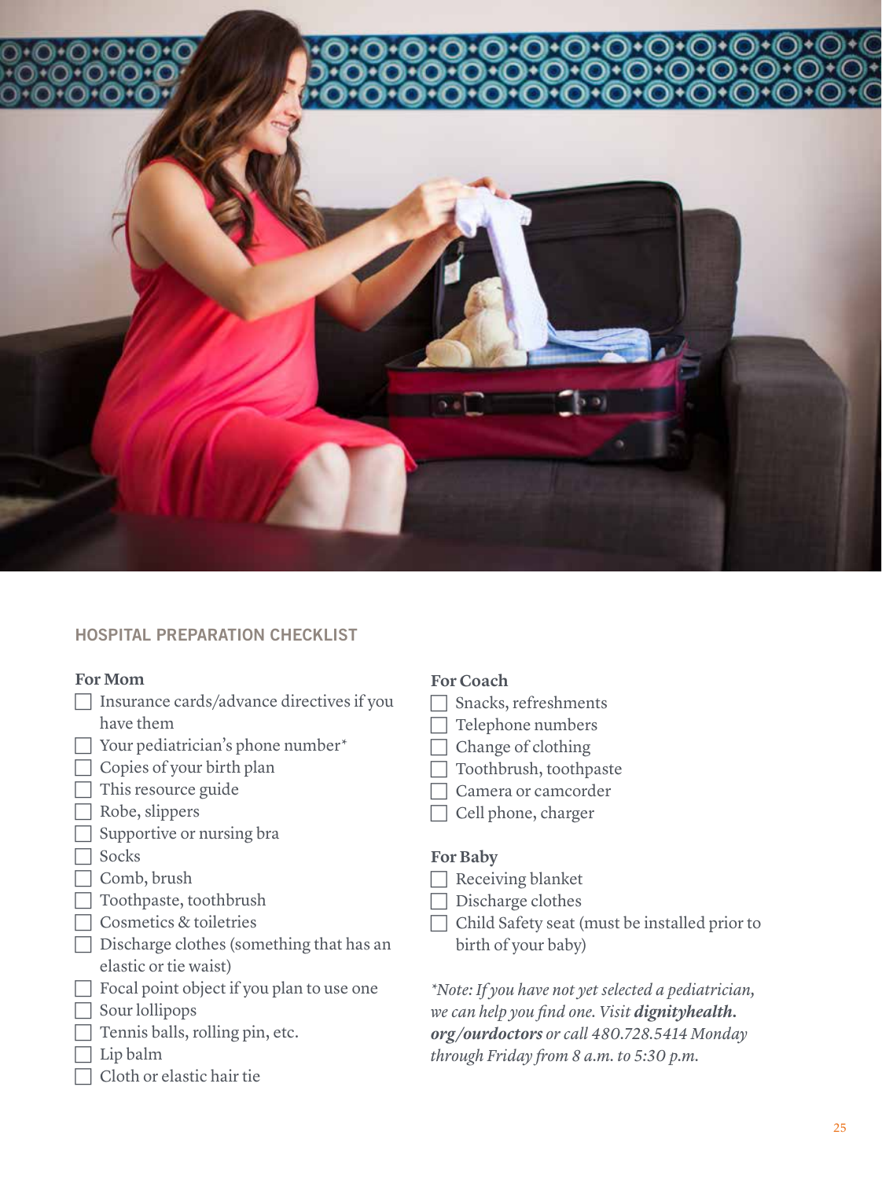## HOSPITAL PREPARATION CHECKLIST

### For Mom

- [ ] Insurance cards/advance directives if you have them
- [ ] Your pediatrician's phone number*
- [ ] Copies of your birth plan
- [ ] This resource guide
- [ ] Robe, slippers
- [ ] Supportive or nursing bra
- [ ] Socks
- [ ] Comb, brush
- [ ] Toothpaste, toothbrush
- [ ] Cosmetics & toiletries
- [ ] Discharge clothes (something that has an elastic or tie waist)
- [ ] Focal point object if you plan to use one
- [ ] Sour lollipops
- [ ] Tennis balls, rolling pin, etc.
- [ ] Lip balm
- [ ] Cloth or elastic hair tie

### For Coach

- [ ] Snacks, refreshments
- [ ] Telephone numbers
- [ ] Change of clothing
- [ ] Toothbrush, toothpaste
- [ ] Camera or camcorder
- [ ] Cell phone, charger

### For Baby

- [ ] Receiving blanket
- [ ] Discharge clothes
- [ ] Child Safety seat (must be installed prior to birth of your baby)

*\*Note: If you have not yet selected a pediatrician, we can help you find one. Visit **dignityhealth.org/ourdoctors** or call 480.728.5414 Monday through Friday from 8 a.m. to 5:30 p.m.*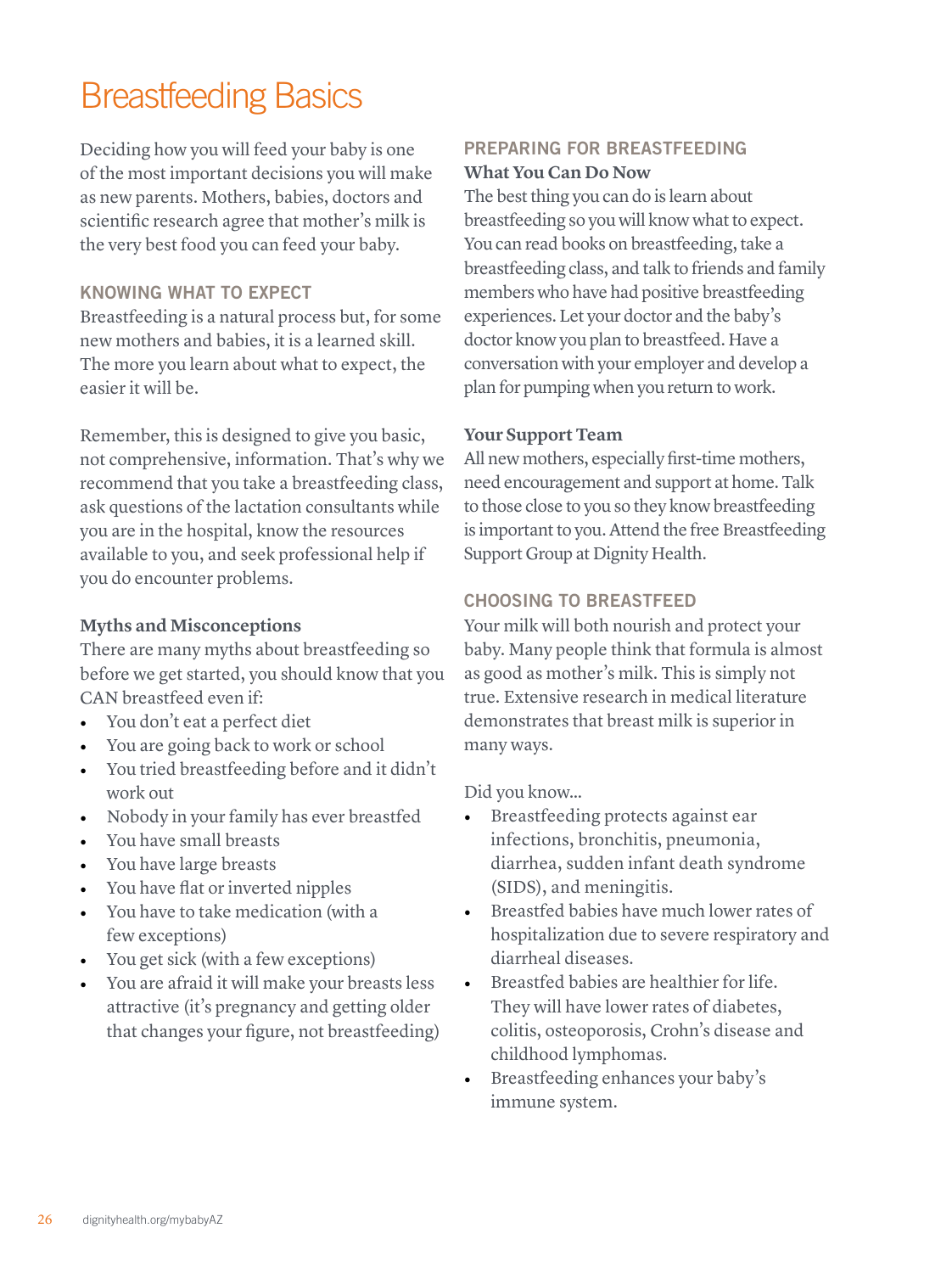# Breastfeeding Basics

Deciding how you will feed your baby is one of the most important decisions you will make as new parents. Mothers, babies, doctors and scientific research agree that mother's milk is the very best food you can feed your baby.

## KNOWING WHAT TO EXPECT

Breastfeeding is a natural process but, for some new mothers and babies, it is a learned skill. The more you learn about what to expect, the easier it will be.

Remember, this is designed to give you basic, not comprehensive, information. That's why we recommend that you take a breastfeeding class, ask questions of the lactation consultants while you are in the hospital, know the resources available to you, and seek professional help if you do encounter problems.

### Myths and Misconceptions

There are many myths about breastfeeding so before we get started, you should know that you CAN breastfeed even if:

- You don't eat a perfect diet
- You are going back to work or school
- You tried breastfeeding before and it didn't work out
- Nobody in your family has ever breastfed
- You have small breasts
- You have large breasts
- You have flat or inverted nipples
- You have to take medication (with a few exceptions)
- You get sick (with a few exceptions)
- You are afraid it will make your breasts less attractive (it's pregnancy and getting older that changes your figure, not breastfeeding)

## PREPARING FOR BREASTFEEDING

### What You Can Do Now

The best thing you can do is learn about breastfeeding so you will know what to expect. You can read books on breastfeeding, take a breastfeeding class, and talk to friends and family members who have had positive breastfeeding experiences. Let your doctor and the baby's doctor know you plan to breastfeed. Have a conversation with your employer and develop a plan for pumping when you return to work.

### Your Support Team

All new mothers, especially first-time mothers, need encouragement and support at home. Talk to those close to you so they know breastfeeding is important to you. Attend the free Breastfeeding Support Group at Dignity Health.

## CHOOSING TO BREASTFEED

Your milk will both nourish and protect your baby. Many people think that formula is almost as good as mother's milk. This is simply not true. Extensive research in medical literature demonstrates that breast milk is superior in many ways.

Did you know...

- Breastfeeding protects against ear infections, bronchitis, pneumonia, diarrhea, sudden infant death syndrome (SIDS), and meningitis.
- Breastfed babies have much lower rates of hospitalization due to severe respiratory and diarrheal diseases.
- Breastfed babies are healthier for life. They will have lower rates of diabetes, colitis, osteoporosis, Crohn's disease and childhood lymphomas.
- Breastfeeding enhances your baby's immune system.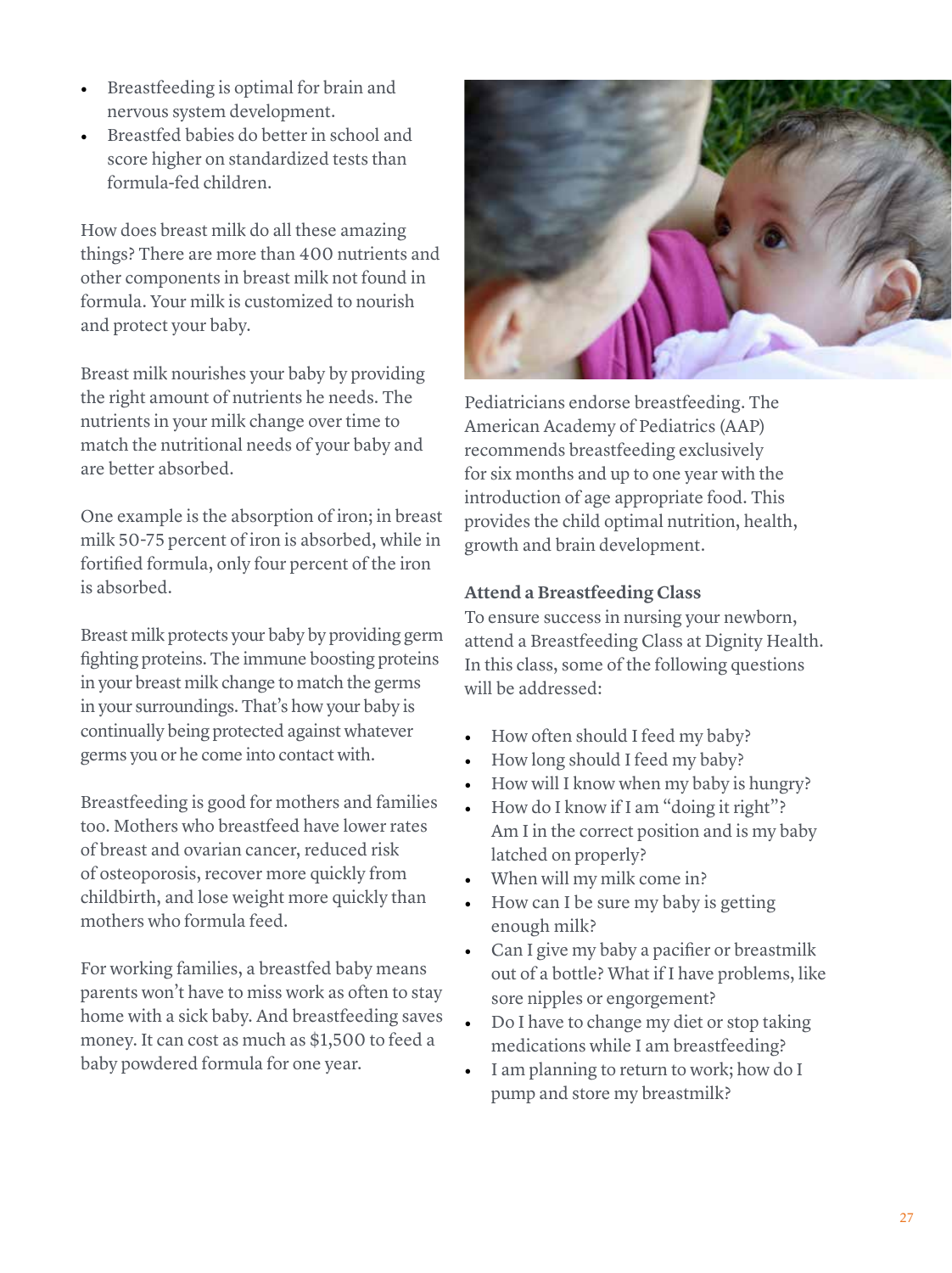- Breastfeeding is optimal for brain and nervous system development.
- Breastfed babies do better in school and score higher on standardized tests than formula-fed children.

How does breast milk do all these amazing things? There are more than 400 nutrients and other components in breast milk not found in formula. Your milk is customized to nourish and protect your baby.

Breast milk nourishes your baby by providing the right amount of nutrients he needs. The nutrients in your milk change over time to match the nutritional needs of your baby and are better absorbed.

One example is the absorption of iron; in breast milk 50-75 percent of iron is absorbed, while in fortified formula, only four percent of the iron is absorbed.

Breast milk protects your baby by providing germ fighting proteins. The immune boosting proteins in your breast milk change to match the germs in your surroundings. That's how your baby is continually being protected against whatever germs you or he come into contact with.

Breastfeeding is good for mothers and families too. Mothers who breastfeed have lower rates of breast and ovarian cancer, reduced risk of osteoporosis, recover more quickly from childbirth, and lose weight more quickly than mothers who formula feed.

For working families, a breastfed baby means parents won't have to miss work as often to stay home with a sick baby. And breastfeeding saves money. It can cost as much as $1,500 to feed a baby powdered formula for one year.

Pediatricians endorse breastfeeding. The American Academy of Pediatrics (AAP) recommends breastfeeding exclusively for six months and up to one year with the introduction of age appropriate food. This provides the child optimal nutrition, health, growth and brain development.

### Attend a Breastfeeding Class

To ensure success in nursing your newborn, attend a Breastfeeding Class at Dignity Health. In this class, some of the following questions will be addressed:

- How often should I feed my baby?
- How long should I feed my baby?
- How will I know when my baby is hungry?
- How do I know if I am "doing it right"? Am I in the correct position and is my baby latched on properly?
- When will my milk come in?
- How can I be sure my baby is getting enough milk?
- Can I give my baby a pacifier or breastmilk out of a bottle? What if I have problems, like sore nipples or engorgement?
- Do I have to change my diet or stop taking medications while I am breastfeeding?
- I am planning to return to work; how do I pump and store my breastmilk?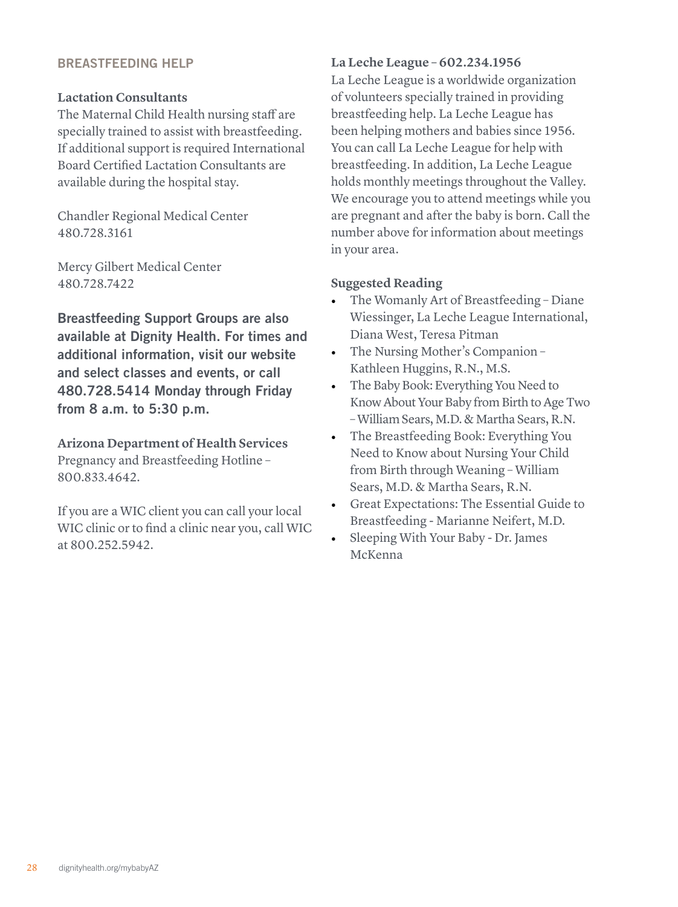## BREASTFEEDING HELP

### Lactation Consultants

The Maternal Child Health nursing staff are specially trained to assist with breastfeeding. If additional support is required International Board Certified Lactation Consultants are available during the hospital stay.

Chandler Regional Medical Center
480.728.3161

Mercy Gilbert Medical Center
480.728.7422

**Breastfeeding Support Groups are also available at Dignity Health. For times and additional information, visit our website and select classes and events, or call 480.728.5414 Monday through Friday from 8 a.m. to 5:30 p.m.**

### Arizona Department of Health Services

Pregnancy and Breastfeeding Hotline – 800.833.4642.

If you are a WIC client you can call your local WIC clinic or to find a clinic near you, call WIC at 800.252.5942.

### La Leche League – 602.234.1956

La Leche League is a worldwide organization of volunteers specially trained in providing breastfeeding help. La Leche League has been helping mothers and babies since 1956. You can call La Leche League for help with breastfeeding. In addition, La Leche League holds monthly meetings throughout the Valley. We encourage you to attend meetings while you are pregnant and after the baby is born. Call the number above for information about meetings in your area.

### Suggested Reading

- The Womanly Art of Breastfeeding – Diane Wiessinger, La Leche League International, Diana West, Teresa Pitman
- The Nursing Mother's Companion – Kathleen Huggins, R.N., M.S.
- The Baby Book: Everything You Need to Know About Your Baby from Birth to Age Two – William Sears, M.D. & Martha Sears, R.N.
- The Breastfeeding Book: Everything You Need to Know about Nursing Your Child from Birth through Weaning – William Sears, M.D. & Martha Sears, R.N.
- Great Expectations: The Essential Guide to Breastfeeding - Marianne Neifert, M.D.
- Sleeping With Your Baby - Dr. James McKenna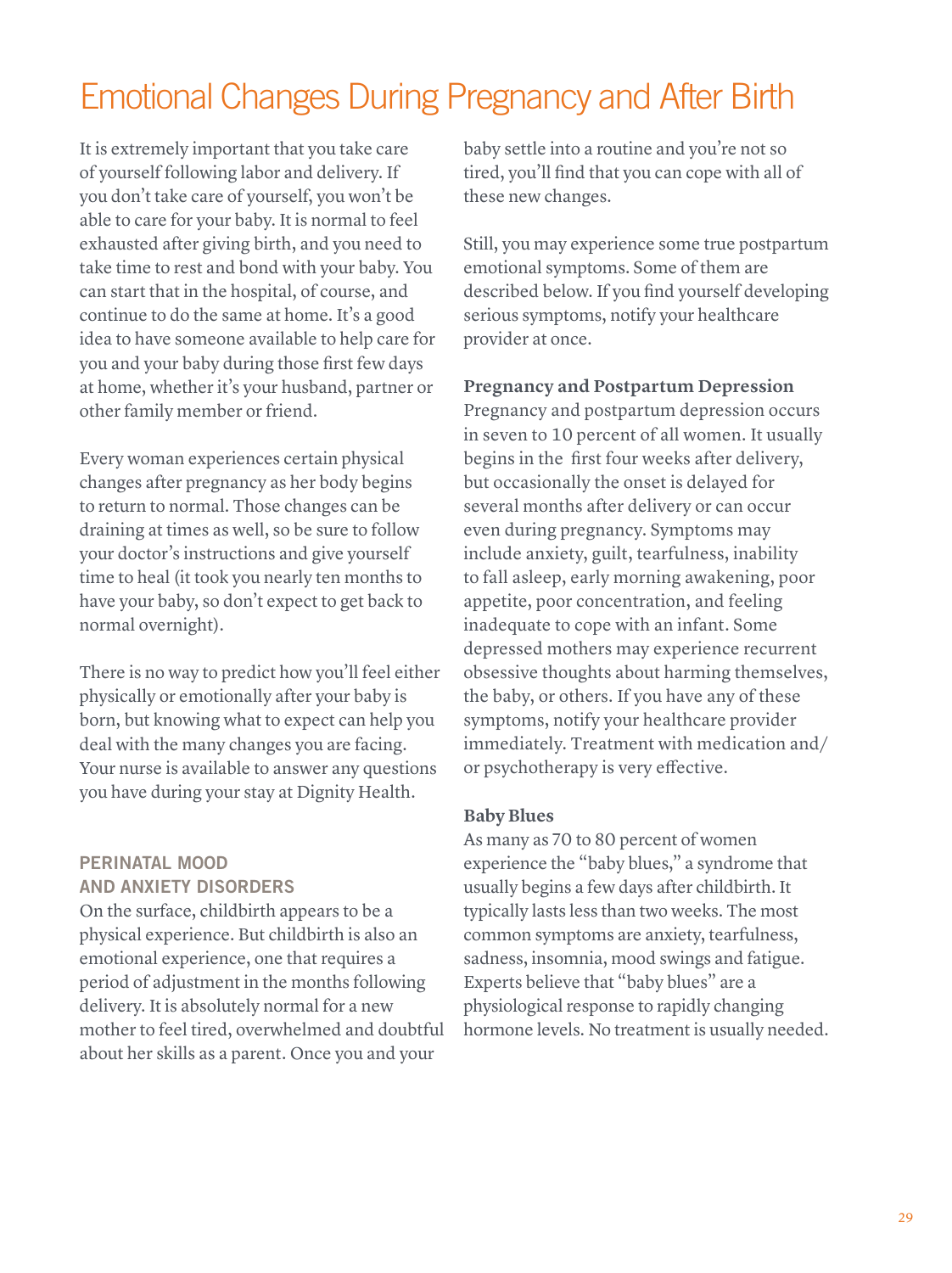# Emotional Changes During Pregnancy and After Birth

It is extremely important that you take care of yourself following labor and delivery. If you don't take care of yourself, you won't be able to care for your baby. It is normal to feel exhausted after giving birth, and you need to take time to rest and bond with your baby. You can start that in the hospital, of course, and continue to do the same at home. It's a good idea to have someone available to help care for you and your baby during those first few days at home, whether it's your husband, partner or other family member or friend.

Every woman experiences certain physical changes after pregnancy as her body begins to return to normal. Those changes can be draining at times as well, so be sure to follow your doctor's instructions and give yourself time to heal (it took you nearly ten months to have your baby, so don't expect to get back to normal overnight).

There is no way to predict how you'll feel either physically or emotionally after your baby is born, but knowing what to expect can help you deal with the many changes you are facing. Your nurse is available to answer any questions you have during your stay at Dignity Health.

## PERINATAL MOOD AND ANXIETY DISORDERS

On the surface, childbirth appears to be a physical experience. But childbirth is also an emotional experience, one that requires a period of adjustment in the months following delivery. It is absolutely normal for a new mother to feel tired, overwhelmed and doubtful about her skills as a parent. Once you and your baby settle into a routine and you're not so tired, you'll find that you can cope with all of these new changes.

Still, you may experience some true postpartum emotional symptoms. Some of them are described below. If you find yourself developing serious symptoms, notify your healthcare provider at once.

### Pregnancy and Postpartum Depression

Pregnancy and postpartum depression occurs in seven to 10 percent of all women. It usually begins in the first four weeks after delivery, but occasionally the onset is delayed for several months after delivery or can occur even during pregnancy. Symptoms may include anxiety, guilt, tearfulness, inability to fall asleep, early morning awakening, poor appetite, poor concentration, and feeling inadequate to cope with an infant. Some depressed mothers may experience recurrent obsessive thoughts about harming themselves, the baby, or others. If you have any of these symptoms, notify your healthcare provider immediately. Treatment with medication and/or psychotherapy is very effective.

### Baby Blues

As many as 70 to 80 percent of women experience the "baby blues," a syndrome that usually begins a few days after childbirth. It typically lasts less than two weeks. The most common symptoms are anxiety, tearfulness, sadness, insomnia, mood swings and fatigue. Experts believe that "baby blues" are a physiological response to rapidly changing hormone levels. No treatment is usually needed.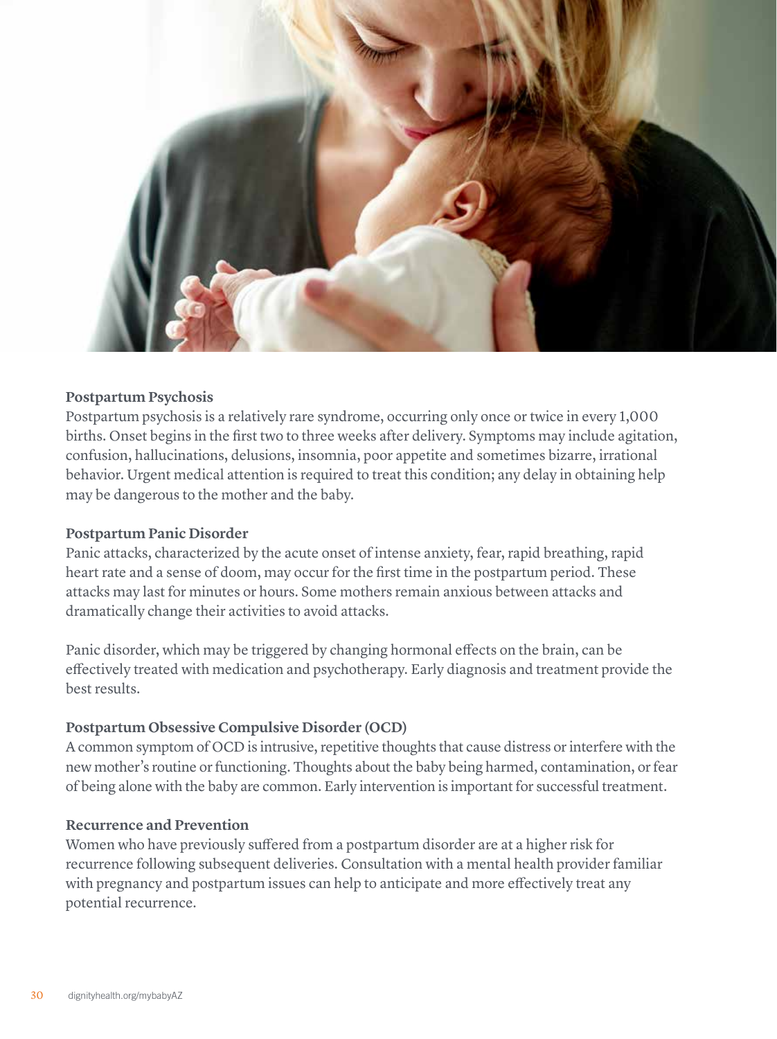### Postpartum Psychosis

Postpartum psychosis is a relatively rare syndrome, occurring only once or twice in every 1,000 births. Onset begins in the first two to three weeks after delivery. Symptoms may include agitation, confusion, hallucinations, delusions, insomnia, poor appetite and sometimes bizarre, irrational behavior. Urgent medical attention is required to treat this condition; any delay in obtaining help may be dangerous to the mother and the baby.

### Postpartum Panic Disorder

Panic attacks, characterized by the acute onset of intense anxiety, fear, rapid breathing, rapid heart rate and a sense of doom, may occur for the first time in the postpartum period. These attacks may last for minutes or hours. Some mothers remain anxious between attacks and dramatically change their activities to avoid attacks.

Panic disorder, which may be triggered by changing hormonal effects on the brain, can be effectively treated with medication and psychotherapy. Early diagnosis and treatment provide the best results.

### Postpartum Obsessive Compulsive Disorder (OCD)

A common symptom of OCD is intrusive, repetitive thoughts that cause distress or interfere with the new mother's routine or functioning. Thoughts about the baby being harmed, contamination, or fear of being alone with the baby are common. Early intervention is important for successful treatment.

### Recurrence and Prevention

Women who have previously suffered from a postpartum disorder are at a higher risk for recurrence following subsequent deliveries. Consultation with a mental health provider familiar with pregnancy and postpartum issues can help to anticipate and more effectively treat any potential recurrence.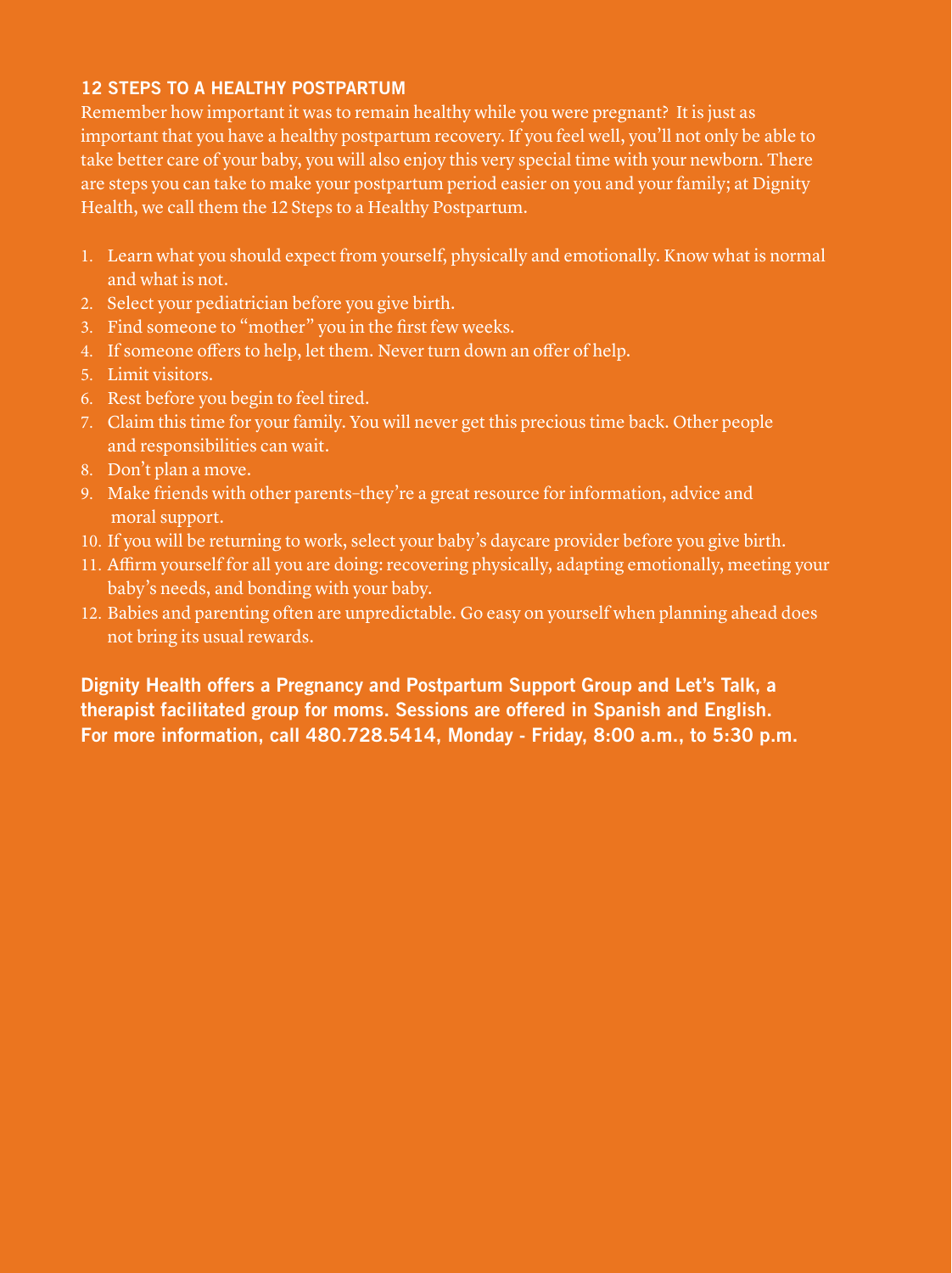## 12 STEPS TO A HEALTHY POSTPARTUM

Remember how important it was to remain healthy while you were pregnant? It is just as important that you have a healthy postpartum recovery. If you feel well, you'll not only be able to take better care of your baby, you will also enjoy this very special time with your newborn. There are steps you can take to make your postpartum period easier on you and your family; at Dignity Health, we call them the 12 Steps to a Healthy Postpartum.

1. Learn what you should expect from yourself, physically and emotionally. Know what is normal and what is not.
2. Select your pediatrician before you give birth.
3. Find someone to "mother" you in the first few weeks.
4. If someone offers to help, let them. Never turn down an offer of help.
5. Limit visitors.
6. Rest before you begin to feel tired.
7. Claim this time for your family. You will never get this precious time back. Other people and responsibilities can wait.
8. Don't plan a move.
9. Make friends with other parents–they're a great resource for information, advice and moral support.
10. If you will be returning to work, select your baby's daycare provider before you give birth.
11. Affirm yourself for all you are doing: recovering physically, adapting emotionally, meeting your baby's needs, and bonding with your baby.
12. Babies and parenting often are unpredictable. Go easy on yourself when planning ahead does not bring its usual rewards.

**Dignity Health offers a Pregnancy and Postpartum Support Group and Let's Talk, a therapist facilitated group for moms. Sessions are offered in Spanish and English. For more information, call 480.728.5414, Monday - Friday, 8:00 a.m., to 5:30 p.m.**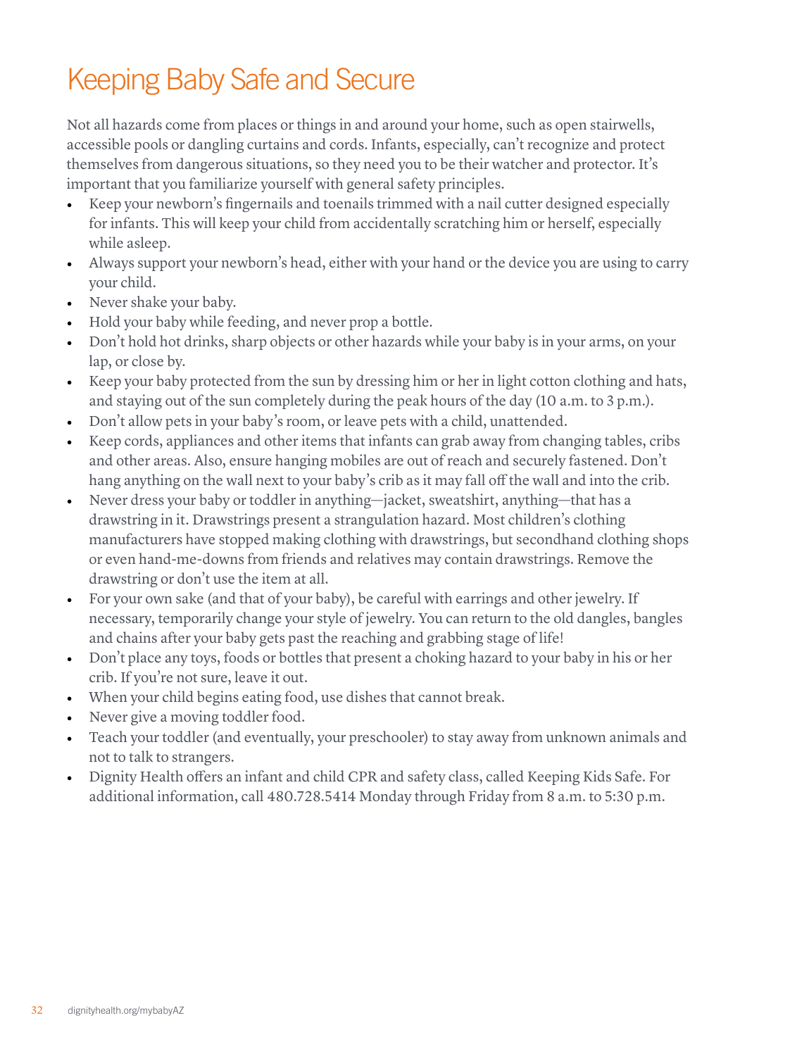# Keeping Baby Safe and Secure

Not all hazards come from places or things in and around your home, such as open stairwells, accessible pools or dangling curtains and cords. Infants, especially, can't recognize and protect themselves from dangerous situations, so they need you to be their watcher and protector. It's important that you familiarize yourself with general safety principles.

- Keep your newborn's fingernails and toenails trimmed with a nail cutter designed especially for infants. This will keep your child from accidentally scratching him or herself, especially while asleep.
- Always support your newborn's head, either with your hand or the device you are using to carry your child.
- Never shake your baby.
- Hold your baby while feeding, and never prop a bottle.
- Don't hold hot drinks, sharp objects or other hazards while your baby is in your arms, on your lap, or close by.
- Keep your baby protected from the sun by dressing him or her in light cotton clothing and hats, and staying out of the sun completely during the peak hours of the day (10 a.m. to 3 p.m.).
- Don't allow pets in your baby's room, or leave pets with a child, unattended.
- Keep cords, appliances and other items that infants can grab away from changing tables, cribs and other areas. Also, ensure hanging mobiles are out of reach and securely fastened. Don't hang anything on the wall next to your baby's crib as it may fall off the wall and into the crib.
- Never dress your baby or toddler in anything—jacket, sweatshirt, anything—that has a drawstring in it. Drawstrings present a strangulation hazard. Most children's clothing manufacturers have stopped making clothing with drawstrings, but secondhand clothing shops or even hand-me-downs from friends and relatives may contain drawstrings. Remove the drawstring or don't use the item at all.
- For your own sake (and that of your baby), be careful with earrings and other jewelry. If necessary, temporarily change your style of jewelry. You can return to the old dangles, bangles and chains after your baby gets past the reaching and grabbing stage of life!
- Don't place any toys, foods or bottles that present a choking hazard to your baby in his or her crib. If you're not sure, leave it out.
- When your child begins eating food, use dishes that cannot break.
- Never give a moving toddler food.
- Teach your toddler (and eventually, your preschooler) to stay away from unknown animals and not to talk to strangers.
- Dignity Health offers an infant and child CPR and safety class, called Keeping Kids Safe. For additional information, call 480.728.5414 Monday through Friday from 8 a.m. to 5:30 p.m.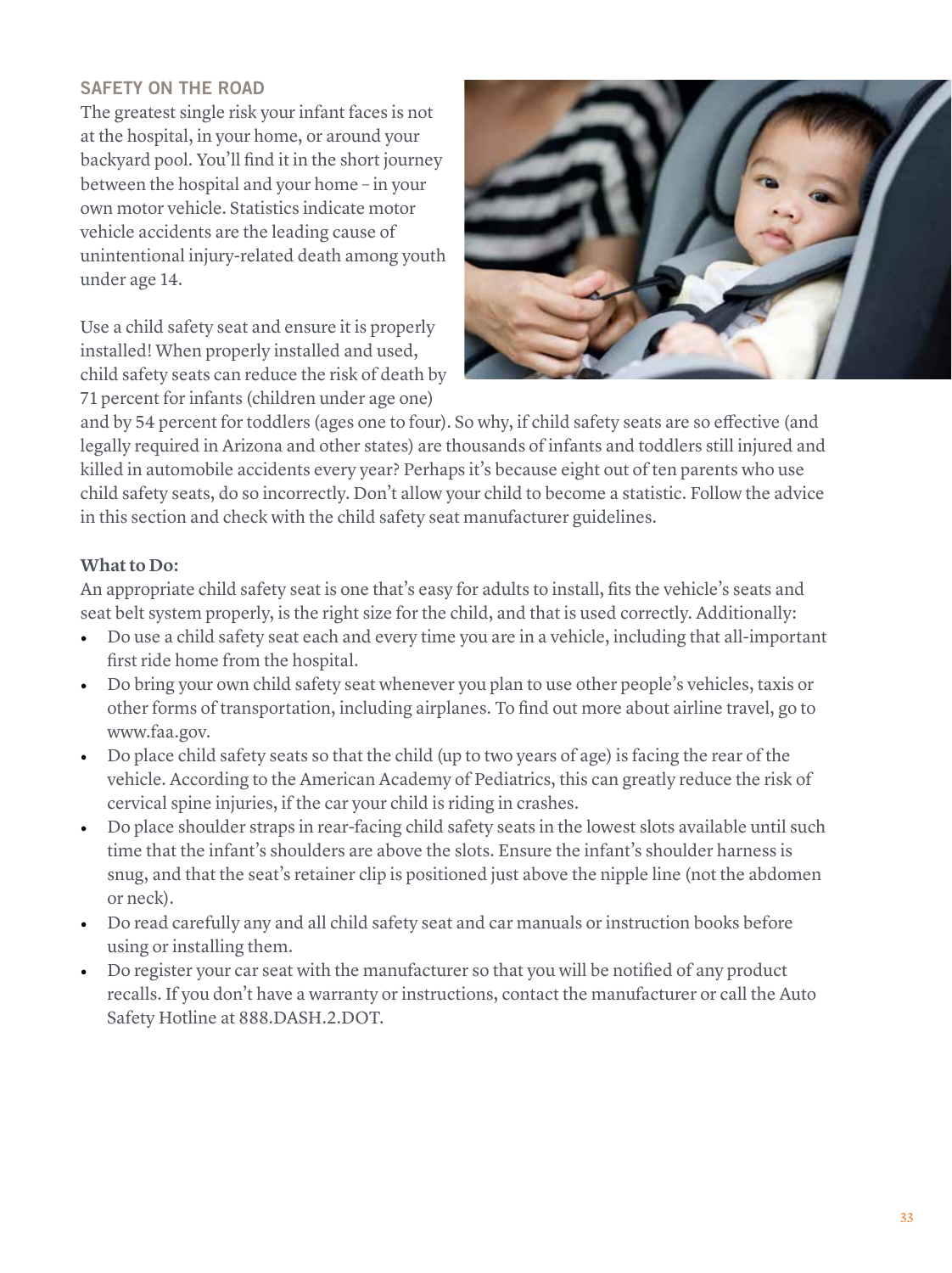## SAFETY ON THE ROAD

The greatest single risk your infant faces is not at the hospital, in your home, or around your backyard pool. You'll find it in the short journey between the hospital and your home – in your own motor vehicle. Statistics indicate motor vehicle accidents are the leading cause of unintentional injury-related death among youth under age 14.

Use a child safety seat and ensure it is properly installed! When properly installed and used, child safety seats can reduce the risk of death by 71 percent for infants (children under age one) and by 54 percent for toddlers (ages one to four). So why, if child safety seats are so effective (and legally required in Arizona and other states) are thousands of infants and toddlers still injured and killed in automobile accidents every year? Perhaps it's because eight out of ten parents who use child safety seats, do so incorrectly. Don't allow your child to become a statistic. Follow the advice in this section and check with the child safety seat manufacturer guidelines.

**What to Do:**

An appropriate child safety seat is one that's easy for adults to install, fits the vehicle's seats and seat belt system properly, is the right size for the child, and that is used correctly. Additionally:

- Do use a child safety seat each and every time you are in a vehicle, including that all-important first ride home from the hospital.
- Do bring your own child safety seat whenever you plan to use other people's vehicles, taxis or other forms of transportation, including airplanes. To find out more about airline travel, go to www.faa.gov.
- Do place child safety seats so that the child (up to two years of age) is facing the rear of the vehicle. According to the American Academy of Pediatrics, this can greatly reduce the risk of cervical spine injuries, if the car your child is riding in crashes.
- Do place shoulder straps in rear-facing child safety seats in the lowest slots available until such time that the infant's shoulders are above the slots. Ensure the infant's shoulder harness is snug, and that the seat's retainer clip is positioned just above the nipple line (not the abdomen or neck).
- Do read carefully any and all child safety seat and car manuals or instruction books before using or installing them.
- Do register your car seat with the manufacturer so that you will be notified of any product recalls. If you don't have a warranty or instructions, contact the manufacturer or call the Auto Safety Hotline at 888.DASH.2.DOT.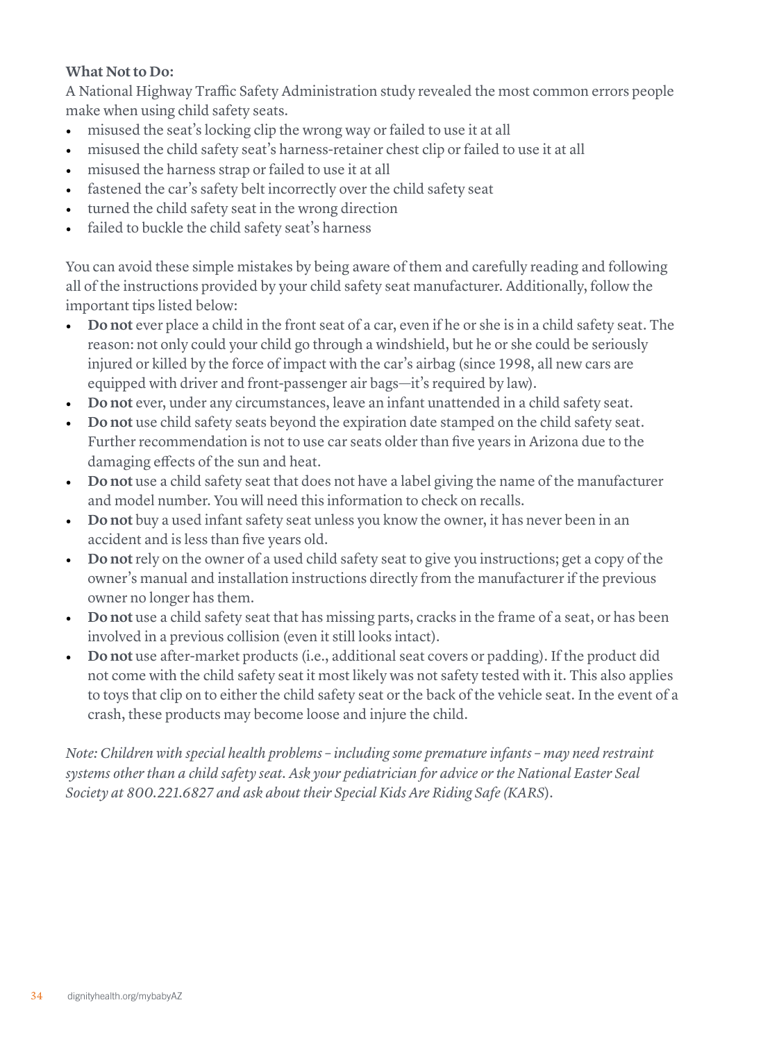**What Not to Do:**

A National Highway Traffic Safety Administration study revealed the most common errors people make when using child safety seats.

- misused the seat's locking clip the wrong way or failed to use it at all
- misused the child safety seat's harness-retainer chest clip or failed to use it at all
- misused the harness strap or failed to use it at all
- fastened the car's safety belt incorrectly over the child safety seat
- turned the child safety seat in the wrong direction
- failed to buckle the child safety seat's harness

You can avoid these simple mistakes by being aware of them and carefully reading and following all of the instructions provided by your child safety seat manufacturer. Additionally, follow the important tips listed below:

- **Do not** ever place a child in the front seat of a car, even if he or she is in a child safety seat. The reason: not only could your child go through a windshield, but he or she could be seriously injured or killed by the force of impact with the car's airbag (since 1998, all new cars are equipped with driver and front-passenger air bags—it's required by law).
- **Do not** ever, under any circumstances, leave an infant unattended in a child safety seat.
- **Do not** use child safety seats beyond the expiration date stamped on the child safety seat. Further recommendation is not to use car seats older than five years in Arizona due to the damaging effects of the sun and heat.
- **Do not** use a child safety seat that does not have a label giving the name of the manufacturer and model number. You will need this information to check on recalls.
- **Do not** buy a used infant safety seat unless you know the owner, it has never been in an accident and is less than five years old.
- **Do not** rely on the owner of a used child safety seat to give you instructions; get a copy of the owner's manual and installation instructions directly from the manufacturer if the previous owner no longer has them.
- **Do not** use a child safety seat that has missing parts, cracks in the frame of a seat, or has been involved in a previous collision (even it still looks intact).
- **Do not** use after-market products (i.e., additional seat covers or padding). If the product did not come with the child safety seat it most likely was not safety tested with it. This also applies to toys that clip on to either the child safety seat or the back of the vehicle seat. In the event of a crash, these products may become loose and injure the child.

*Note: Children with special health problems – including some premature infants – may need restraint systems other than a child safety seat. Ask your pediatrician for advice or the National Easter Seal Society at 800.221.6827 and ask about their Special Kids Are Riding Safe (KARS).*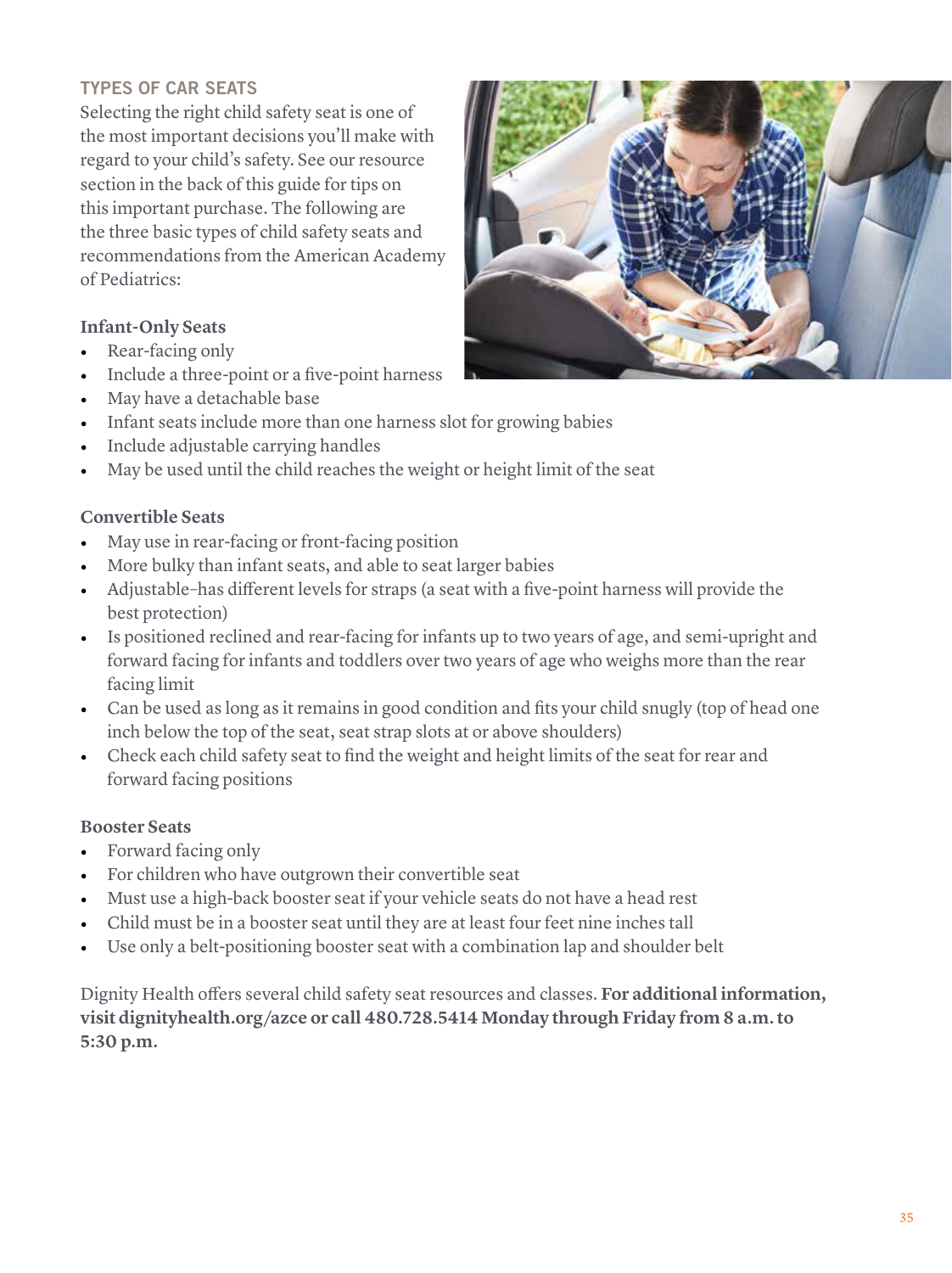## TYPES OF CAR SEATS

Selecting the right child safety seat is one of the most important decisions you'll make with regard to your child's safety. See our resource section in the back of this guide for tips on this important purchase. The following are the three basic types of child safety seats and recommendations from the American Academy of Pediatrics:

### Infant-Only Seats

- Rear-facing only
- Include a three-point or a five-point harness
- May have a detachable base
- Infant seats include more than one harness slot for growing babies
- Include adjustable carrying handles
- May be used until the child reaches the weight or height limit of the seat

### Convertible Seats

- May use in rear-facing or front-facing position
- More bulky than infant seats, and able to seat larger babies
- Adjustable–has different levels for straps (a seat with a five-point harness will provide the best protection)
- Is positioned reclined and rear-facing for infants up to two years of age, and semi-upright and forward facing for infants and toddlers over two years of age who weighs more than the rear facing limit
- Can be used as long as it remains in good condition and fits your child snugly (top of head one inch below the top of the seat, seat strap slots at or above shoulders)
- Check each child safety seat to find the weight and height limits of the seat for rear and forward facing positions

### Booster Seats

- Forward facing only
- For children who have outgrown their convertible seat
- Must use a high-back booster seat if your vehicle seats do not have a head rest
- Child must be in a booster seat until they are at least four feet nine inches tall
- Use only a belt-positioning booster seat with a combination lap and shoulder belt

Dignity Health offers several child safety seat resources and classes. **For additional information, visit dignityhealth.org/azce or call 480.728.5414 Monday through Friday from 8 a.m. to 5:30 p.m.**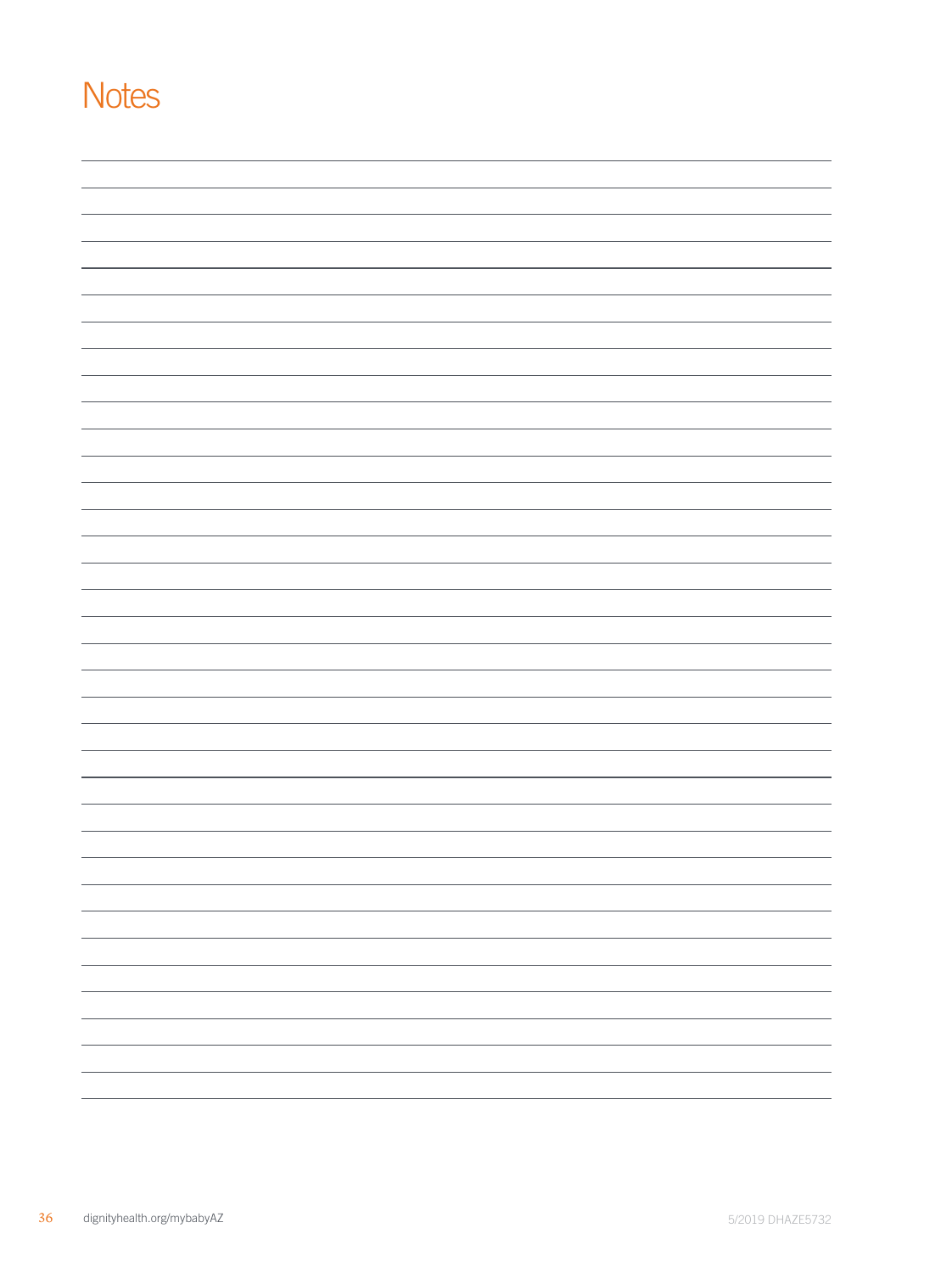# Notes

5/2019 DHAZE5732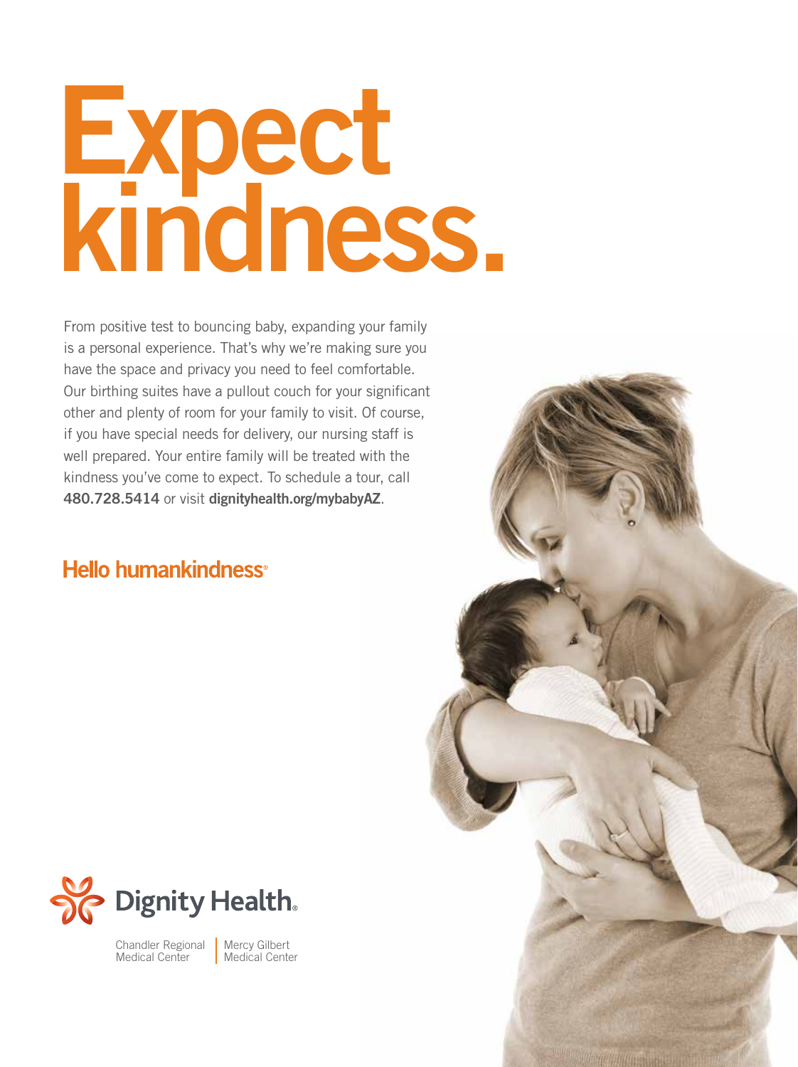# Expect kindness.

From positive test to bouncing baby, expanding your family is a personal experience. That's why we're making sure you have the space and privacy you need to feel comfortable. Our birthing suites have a pullout couch for your significant other and plenty of room for your family to visit. Of course, if you have special needs for delivery, our nursing staff is well prepared. Your entire family will be treated with the kindness you've come to expect. To schedule a tour, call **480.728.5414** or visit **dignityhealth.org/mybabyAZ**.

**Hello humankindness®**

Dignity Health.

Chandler Regional Medical Center | Mercy Gilbert Medical Center